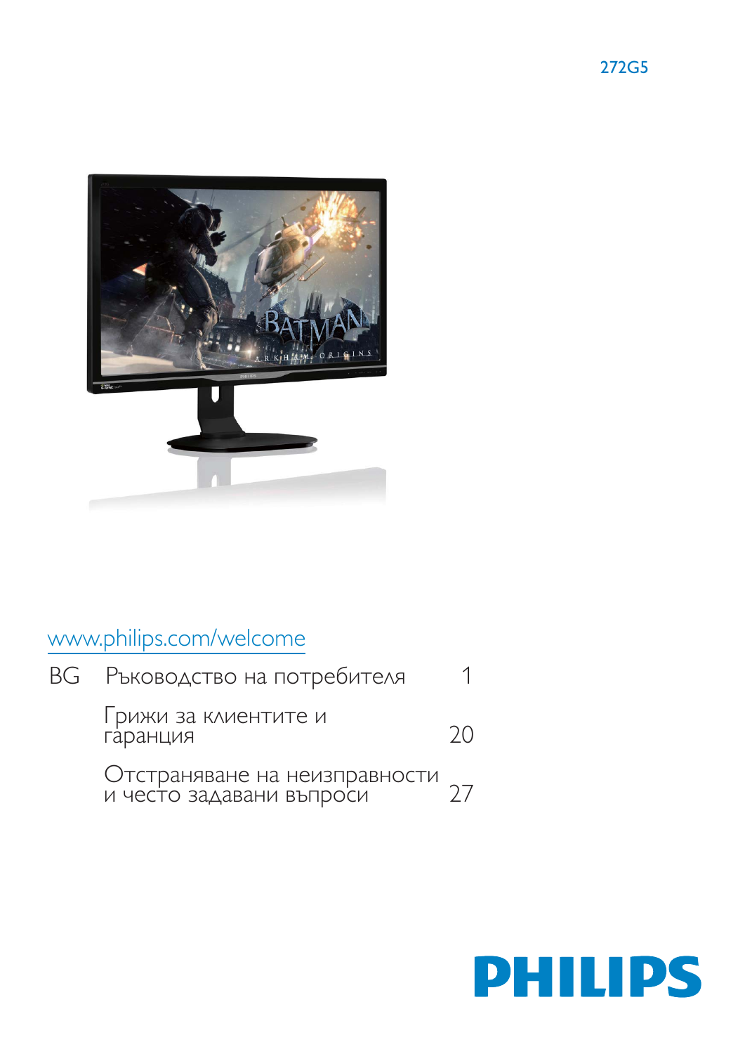272G5

www.philips.com/welcome

| | | |
|---|---|---|
| BG | Ръководство на потребителя | 1 |
| | Грижи за клиентите и гаранция | 20 |
| | Отстраняване на неизправности и често задавани въпроси | 27 |

PHILIPS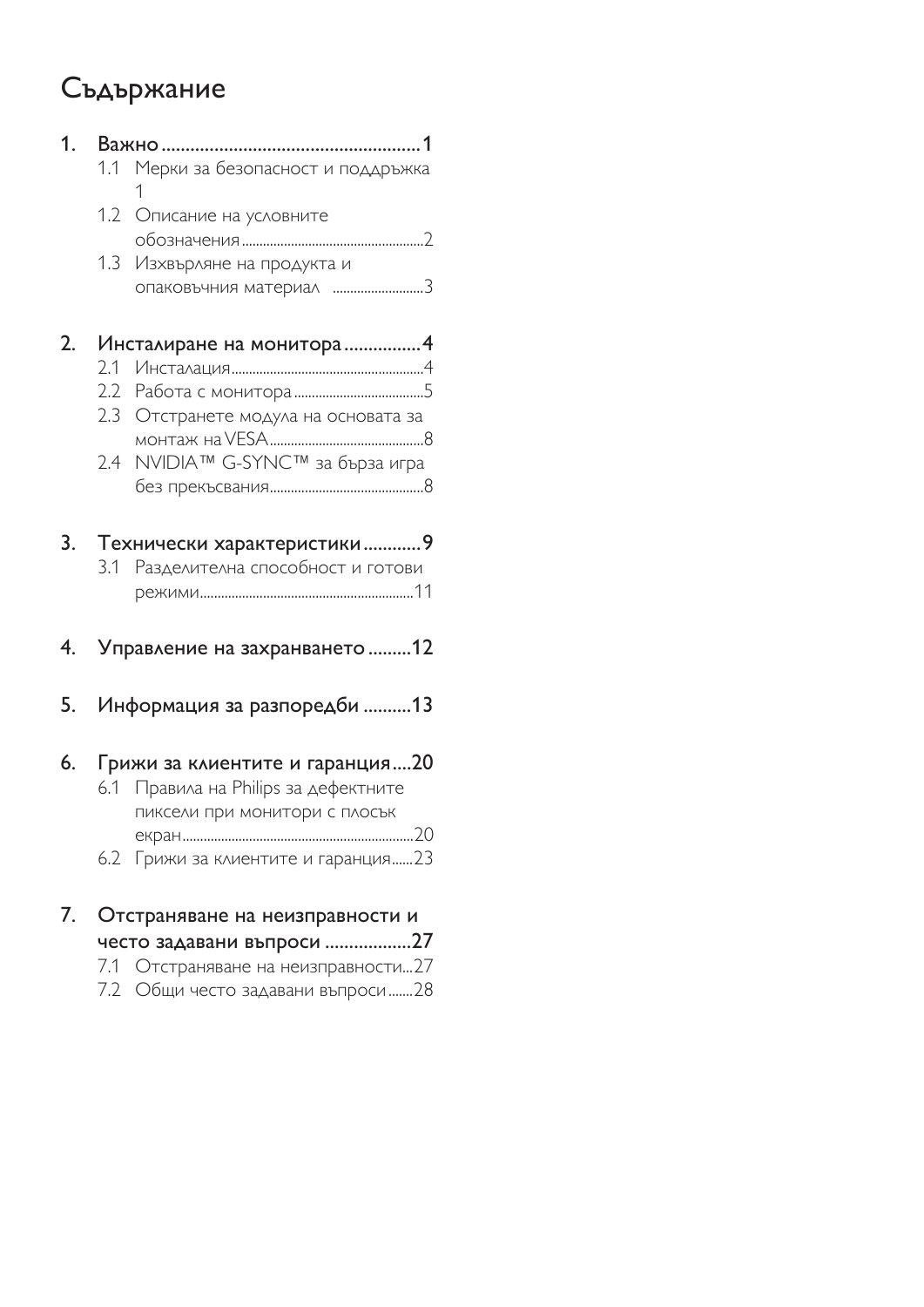# Съдържание

1. Важно ........................................................ 1
   - 1.1 Мерки за безопасност и поддръжка 1
   - 1.2 Описание на условните обозначения ........................................................ 2
   - 1.3 Изхвърляне на продукта и опаковъчния материал ........................... 3

2. Инсталиране на монитора ................ 4
   - 2.1 Инсталация ........................................................ 4
   - 2.2 Работа с монитора ...................................... 5
   - 2.3 Отстранете модула на основата за монтаж на VESA ........................................... 8
   - 2.4 NVIDIA™ G-SYNC™ за бърза игра без прекъсвания ........................................... 8

3. Технически характеристики ............ 9
   - 3.1 Разделителна способност и готови режими ........................................................ 11

4. Управление на захранването ......... 12

5. Информация за разпоредби .......... 13

6. Грижи за клиентите и гаранция .... 20
   - 6.1 Правила на Philips за дефектните пиксели при монитори с плосък екран ........................................................ 20
   - 6.2 Грижи за клиентите и гаранция ...... 23

7. Отстраняване на неизправности и често задавани въпроси .................. 27
   - 7.1 Отстраняване на неизправности ... 27
   - 7.2 Общи често задавани въпроси ....... 28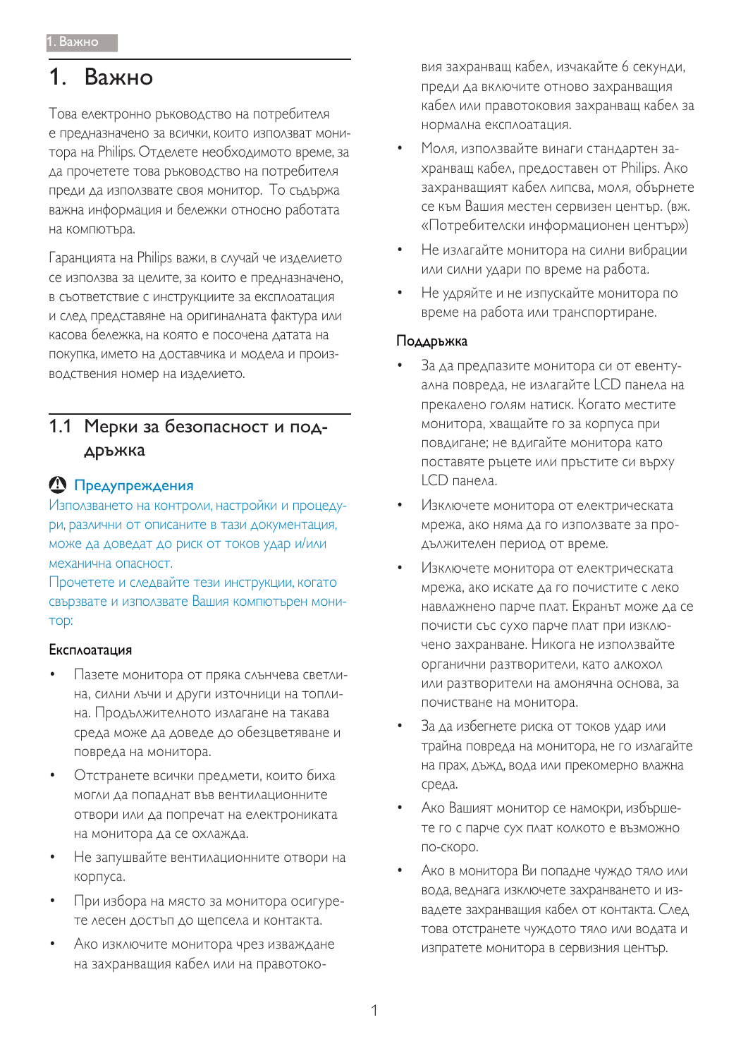# 1. Важно

Това електронно ръководство на потребителя е предназначено за всички, които използват монитора на Philips. Отделете необходимото време, за да прочетете това ръководство на потребителя преди да използвате своя монитор. То съдържа важна информация и бележки относно работата на компютъра.

Гаранцията на Philips важи, в случай че изделието се използва за целите, за които е предназначено, в съответствие с инструкциите за експлоатация и след представяне на оригиналната фактура или касова бележка, на която е посочена датата на покупка, името на доставчика и модела и производствения номер на изделието.

## 1.1 Мерки за безопасност и поддръжка

### Предупреждения

Използването на контроли, настройки и процедури, различни от описаните в тази документация, може да доведат до риск от токов удар и/или механична опасност.

Прочетете и следвайте тези инструкции, когато свързвате и използвате Вашия компютърен монитор:

#### Експлоатация

- Пазете монитора от пряка слънчева светлина, силни лъчи и други източници на топлина. Продължителното излагане на такава среда може да доведе до обезцветяване и повреда на монитора.
- Отстранете всички предмети, които биха могли да попаднат във вентилационните отвори или да попречат на електрониката на монитора да се охлажда.
- Не запушвайте вентилационните отвори на корпуса.
- При избора на място за монитора осигурете лесен достъп до щепсела и контакта.
- Ако изключите монитора чрез изваждане на захранващия кабел или на правотоковия захранващ кабел, изчакайте 6 секунди, преди да включите отново захранващия кабел или правотоковия захранващ кабел за нормална експлоатация.
- Моля, използвайте винаги стандартен захранващ кабел, предоставен от Philips. Ако захранващият кабел липсва, моля, обърнете се към Вашия местен сервизен център. (вж. «Потребителски информационен център»)
- Не излагайте монитора на силни вибрации или силни удари по време на работа.
- Не удряйте и не изпускайте монитора по време на работа или транспортиране.

#### Поддръжка

- За да предпазите монитора си от евентуална повреда, не излагайте LCD панела на прекалено голям натиск. Когато местите монитора, хващайте го за корпуса при повдигане; не вдигайте монитора като поставяте ръцете или пръстите си върху LCD панела.
- Изключете монитора от електрическата мрежа, ако няма да го използвате за продължителен период от време.
- Изключете монитора от електрическата мрежа, ако искате да го почистите с леко навлажнено парче плат. Екранът може да се почисти със сухо парче плат при изключено захранване. Никога не използвайте органични разтворители, като алкохол или разтворители на амонячна основа, за почистване на монитора.
- За да избегнете риска от токов удар или трайна повреда на монитора, не го излагайте на прах, дъжд, вода или прекомерно влажна среда.
- Ако Вашият монитор се намокри, избършете го с парче сух плат колкото е възможно по-скоро.
- Ако в монитора Ви попадне чуждо тяло или вода, веднага изключете захранването и извадете захранващия кабел от контакта. След това отстранете чуждото тяло или водата и изпратете монитора в сервизния център.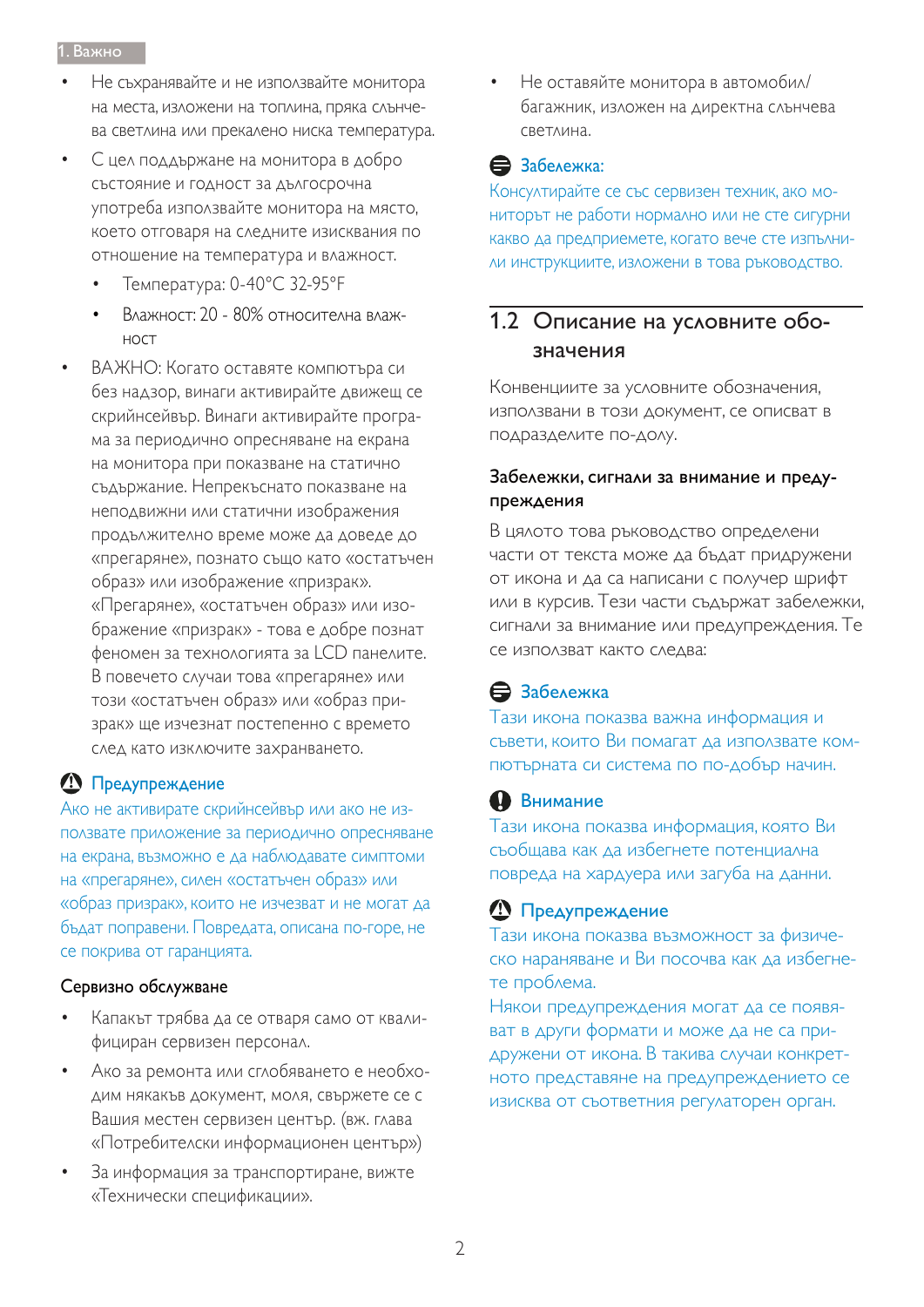- Не съхранявайте и не използвайте монитора на места, изложени на топлина, пряка слънчева светлина или прекалено ниска температура.
- С цел поддържане на монитора в добро състояние и годност за дълготрочна употреба използвайте монитора на място, което отговаря на следните изисквания по отношение на температура и влажност.
  - Температура: 0-40°C 32-95°F
  - Влажност: 20 - 80% относителна влажност
- ВАЖНО: Когато оставяте компютъра си без надзор, винаги активирайте движещ се скрийнсейвър. Винаги активирайте програма за периодично опресняване на екрана на монитора при показване на статично съдържание. Непрекъснато показване на неподвижни или статични изображения продължително време може да доведе до «прегаряне», познато също като «остатъчен образ» или изображение «призрак». «Прегаряне», «остатъчен образ» или изображение «призрак» - това е добре познат феномен за технологията за LCD панелите. В повечето случаи това «прегаряне» или този «остатъчен образ» или «образ призрак» ще изчезнат постепенно с времето след като изключите захранването.

**Предупреждение**

Ако не активирате скрийнсейвър или ако не използвате приложение за периодично опресняване на екрана, възможно е да наблюдавате симптоми на «прегаряне», силен «остатъчен образ» или «образ призрак», които не изчезват и не могат да бъдат поправени. Повредата, описана по-горе, не се покрива от гаранцията.

**Сервизно обслужване**

- Капакът трябва да се отваря само от квалифициран сервизен персонал.
- Ако за ремонта или сглобяването е необходим някакъв документ, моля, свържете се с Вашия местен сервизен център. (вж. глава «Потребителски информационен център»)
- За информация за транспортиране, вижте «Технически спецификации».
- Не оставяйте монитора в автомобил/багажник, изложен на директна слънчева светлина.

**Забележка:**

Консултирайте се със сервизен техник, ако мониторът не работи нормално или не сте сигурни какво да предприемете, когато вече сте изпълнили инструкциите, изложени в това ръководство.

## 1.2 Описание на условните обозначения

Конвенциите за условните обозначения, използвани в този документ, се описват в подразделите по-долу.

### Забележки, сигнали за внимание и предупреждения

В цялото това ръководство определени части от текста може да бъдат придружени от икона и да са написани с получер шрифт или в курсив. Тези части съдържат забележки, сигнали за внимание или предупреждения. Те се използват както следва:

**Забележка**

Тази икона показва важна информация и съвети, които Ви помагат да използвате компютърната си система по по-добър начин.

**Внимание**

Тази икона показва информация, която Ви съобщава как да избегнете потенциална повреда на хардуера или загуба на данни.

**Предупреждение**

Тази икона показва възможност за физическо нараняване и Ви посочва как да избегнете проблема.

Някои предупреждения могат да се появяват в други формати и може да не са придружени от икона. В такива случаи конкретното представяне на предупреждението се изисква от съответния регулаторен орган.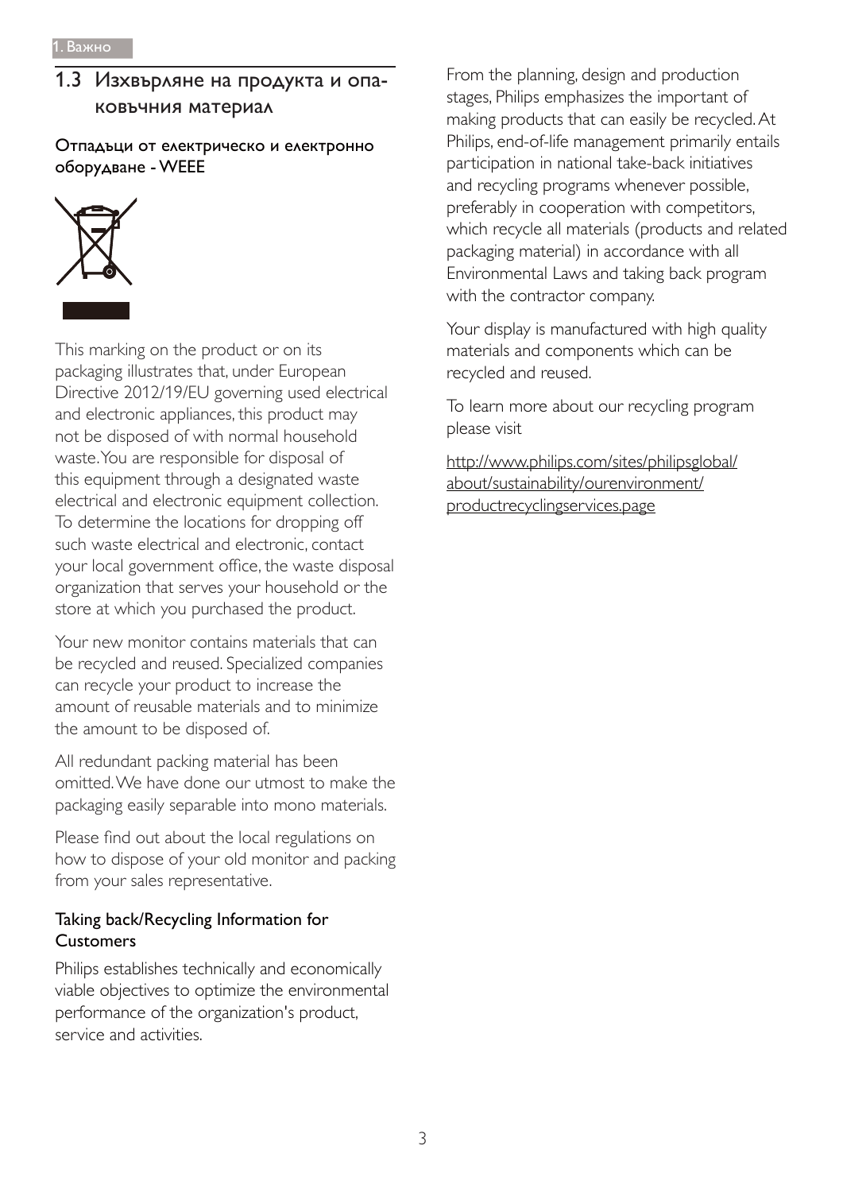## 1.3 Изхвърляне на продукта и опаковъчния материал

### Отпадъци от електрическо и електронно оборудване - WEEE

This marking on the product or on its packaging illustrates that, under European Directive 2012/19/EU governing used electrical and electronic appliances, this product may not be disposed of with normal household waste. You are responsible for disposal of this equipment through a designated waste electrical and electronic equipment collection. To determine the locations for dropping off such waste electrical and electronic, contact your local government office, the waste disposal organization that serves your household or the store at which you purchased the product.

Your new monitor contains materials that can be recycled and reused. Specialized companies can recycle your product to increase the amount of reusable materials and to minimize the amount to be disposed of.

All redundant packing material has been omitted. We have done our utmost to make the packaging easily separable into mono materials.

Please find out about the local regulations on how to dispose of your old monitor and packing from your sales representative.

### Taking back/Recycling Information for Customers

Philips establishes technically and economically viable objectives to optimize the environmental performance of the organization's product, service and activities.

From the planning, design and production stages, Philips emphasizes the important of making products that can easily be recycled. At Philips, end-of-life management primarily entails participation in national take-back initiatives and recycling programs whenever possible, preferably in cooperation with competitors, which recycle all materials (products and related packaging material) in accordance with all Environmental Laws and taking back program with the contractor company.

Your display is manufactured with high quality materials and components which can be recycled and reused.

To learn more about our recycling program please visit

http://www.philips.com/sites/philipsglobal/about/sustainability/ourenvironment/productrecyclingservices.page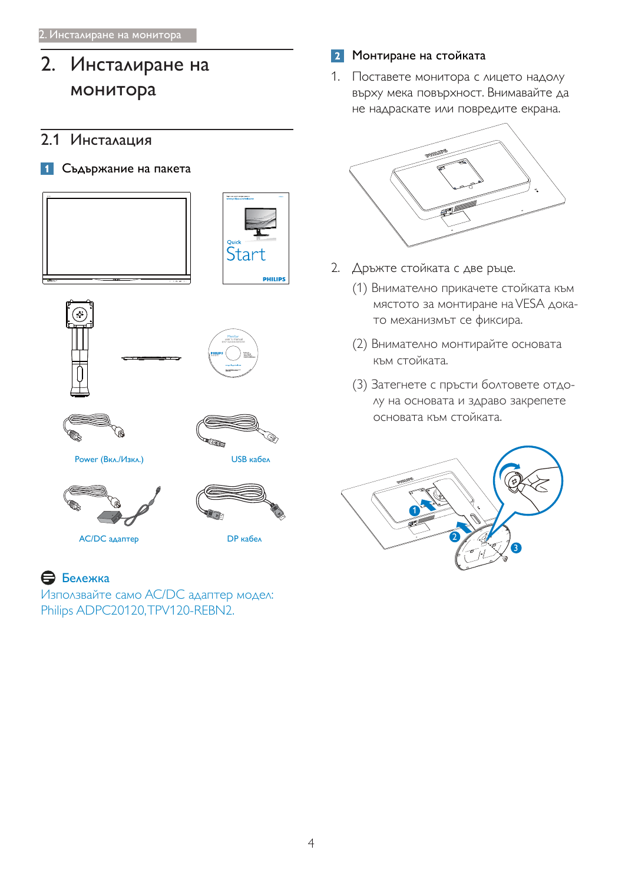# 2. Инсталиране на монитора

## 2.1 Инсталация

### 1 Съдържание на пакета

Power (Вкл./Изкл.)

USB кабел

AC/DC адаптер

DP кабел

**Бележка**

Използвайте само AC/DC адаптер модел: Philips ADPC20120, TPV120-REBN2.

### 2 Монтиране на стойката

1. Поставете монитора с лицето надолу върху мека повърхност. Внимавайте да не надраскате или повредите екрана.

2. Дръжте стойката с две ръце.

   (1) Внимателно прикачете стойката към мястото за монтиране на VESA докато механизмът се фиксира.

   (2) Внимателно монтирайте основата към стойката.

   (3) Затегнете с пръсти болтовете отдолу на основата и здраво закрепете основата към стойката.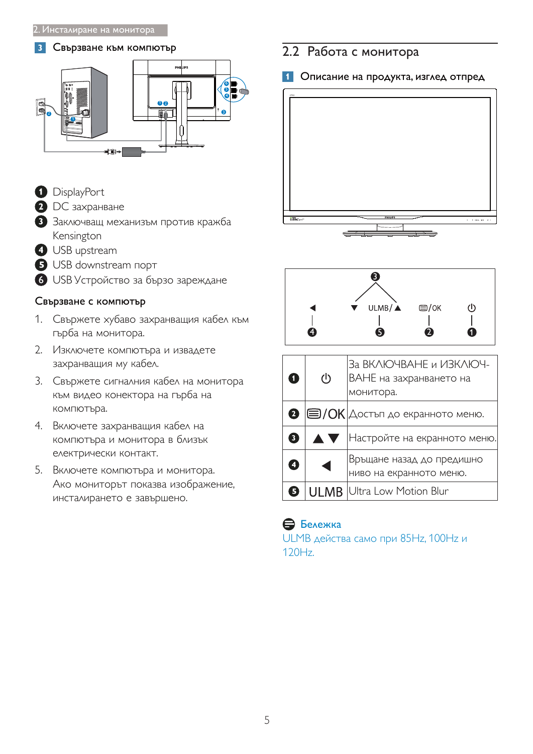### 3 Свързване към компютър

1. DisplayPort
2. DC захранване
3. Заключващ механизъм против кражба Kensington
4. USB upstream
5. USB downstream порт
6. USB Устройство за бързо зареждане

**Свързване с компютър**

1. Свържете хубаво захранващия кабел към гърба на монитора.
2. Изключете компютъра и извадете захранващия му кабел.
3. Свържете сигналния кабел на монитора към видео конектора на гърба на компютъра.
4. Включете захранващия кабел на компютъра и монитора в близък електрически контакт.
5. Включете компютъра и монитора. Ако мониторът показва изображение, инсталирането е завършено.

## 2.2 Работа с монитора

### 1 Описание на продукта, изглед отпред

| | | |
|---|---|---|
| 1 | ⏻ | За ВКЛЮЧВАНЕ и ИЗКЛЮЧВАНЕ на захранването на монитора. |
| 2 | ▤/OK | Достъп до екранното меню. |
| 3 | ▲▼ | Настройте на екранното меню. |
| 4 | ◀ | Връщане назад до предишно ниво на екранното меню. |
| 5 | ULMB | Ultra Low Motion Blur |

**Бележка**

ULMB действа само при 85Hz, 100Hz и 120Hz.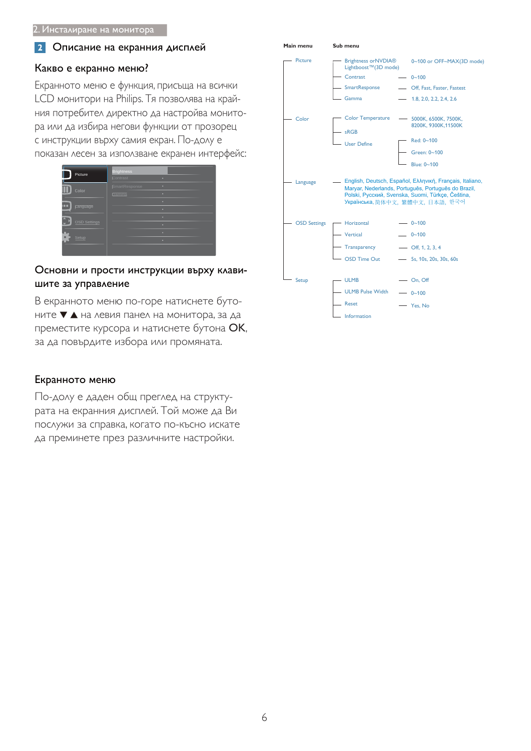## 2 Описание на екранния дисплей

### Какво е екранно меню?

Екранното меню е функция, присъща на всички LCD монитори на Philips. Тя позволява на крайния потребител директно да настройва монитора или да избира негови функции от прозорец с инструкции върху самия екран. По-долу е показан лесен за използване екранен интерфейс:

### Основни и прости инструкции върху клавишите за управление

В екранното меню по-горе натиснете бутоните ▼ ▲ на левия панел на монитора, за да преместите курсора и натиснете бутона **OK**, за да потвърдите избора или промяната.

### Екранното меню

По-долу е даден общ преглед на структурата на екранния дисплей. Той може да Ви послужи за справка, когато по-късно искате да преминете през различните настройки.

| Main menu | Sub menu | |
|---|---|---|
| Picture | Brightness orNVIDIA® Lightboost™(3D mode) | 0~100 or OFF~MAX(3D mode) |
| | Contrast | 0~100 |
| | SmartResponse | Off, Fast, Faster, Fastest |
| | Gamma | 1.8, 2.0, 2.2, 2.4, 2.6 |
| Color | Color Temperature | 5000K, 6500K, 7500K, 8200K, 9300K,11500K |
| | sRGB | |
| | User Define | Red: 0~100 |
| | | Green: 0~100 |
| | | Blue: 0~100 |
| Language | English, Deutsch, Español, Ελληνική, Français, Italiano, Maryar, Nederlands, Português, Português do Brazil, Polski, Русский, Svenska, Suomi, Türkçe, Čeština, Українська, 简体中文, 繁體中文, 日本語, 한국어 | |
| OSD Settings | Horizontal | 0~100 |
| | Vertical | 0~100 |
| | Transparency | Off, 1, 2, 3, 4 |
| | OSD Time Out | 5s, 10s, 20s, 30s, 60s |
| Setup | ULMB | On, Off |
| | ULMB Pulse Width | 0~100 |
| | Reset | Yes, No |
| | Information | |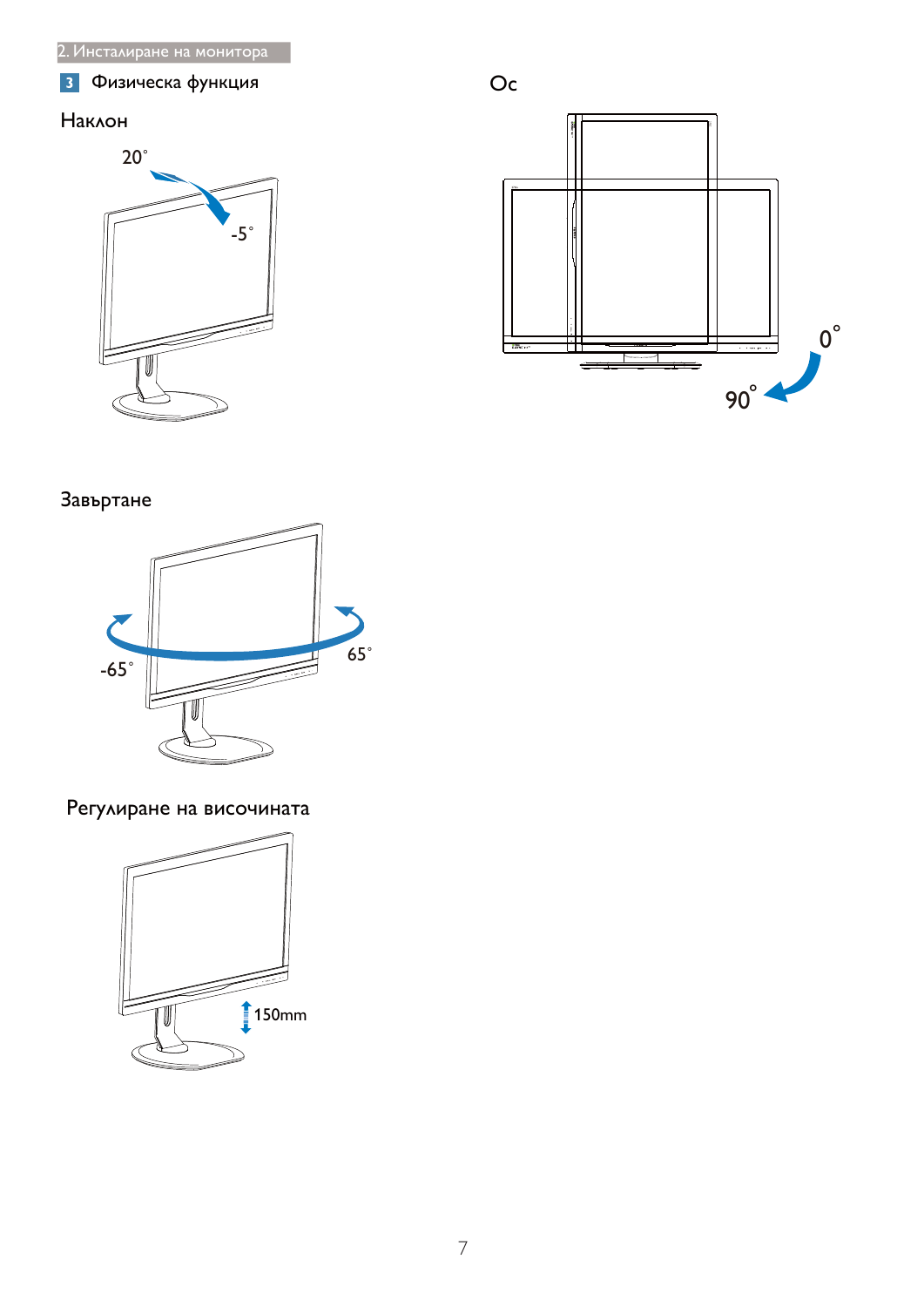## 3 Физическа функция

### Наклон

20˚

-5˚

### Завъртане

-65˚

65˚

### Регулиране на височината

150mm

### Ос

0˚

90˚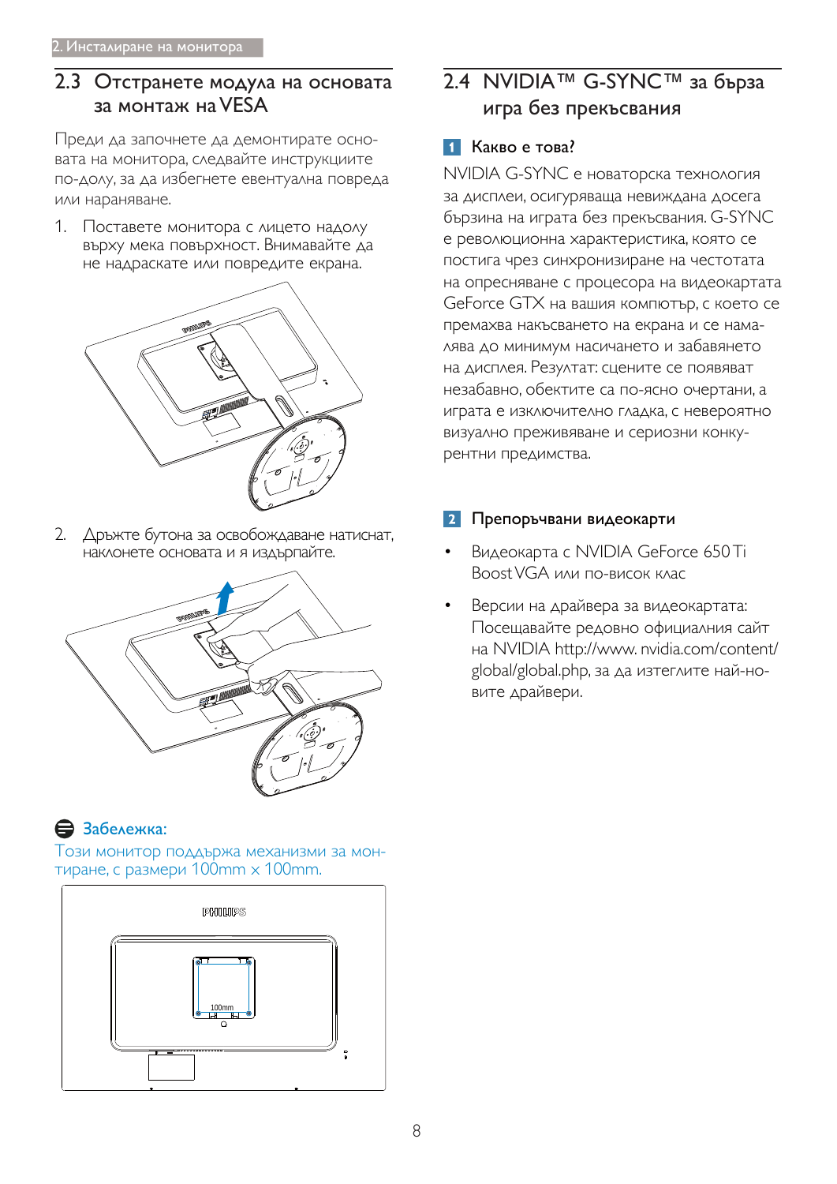## 2.3 Отстранете модула на основата за монтаж на VESA

Преди да започнете да демонтирате основата на монитора, следвайте инструкциите по-долу, за да избегнете евентуална повреда или нараняване.

1. Поставете монитора с лицето надолу върху мека повърхност. Внимавайте да не надраскате или повредите екрана.

2. Дръжте бутона за освобождаване натиснат, наклонете основата и я издърпайте.

**Забележка:**

Този монитор поддържа механизми за монтиране, с размери 100mm x 100mm.

## 2.4 NVIDIA™ G-SYNC™ за бърза игра без прекъсвания

### 1 Какво е това?

NVIDIA G-SYNC е новаторска технология за дисплеи, осигуряваща невиждана досега бързина на играта без прекъсвания. G-SYNC е революционна характеристика, която се постига чрез синхронизиране на честотата на опресняване с процесора на видеокартата GeForce GTX на вашия компютър, с което се премахва накъсването на екрана и се намалява до минимум насичането и забавянето на дисплея. Резултат: сцените се появяват незабавно, обектите са по-ясно очертани, а играта е изключително гладка, с невероятно визуално преживяване и сериозни конкурентни предимства.

### 2 Препоръчвани видеокарти

- Видеокарта с NVIDIA GeForce 650 Ti Boost VGA или по-висок клас
- Версии на драйвера за видеокартата: Посещавайте редовно официалния сайт на NVIDIA http://www.nvidia.com/content/global/global.php, за да изтеглите най-новите драйвери.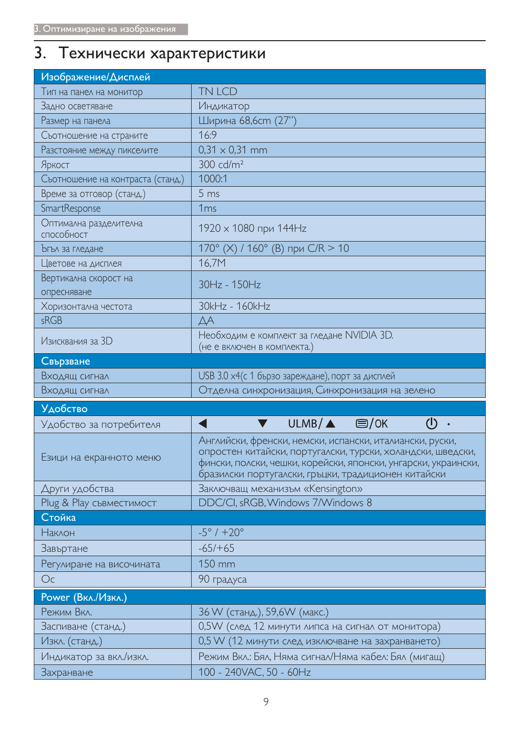# 3. Технически характеристики

| Изображение/Дисплей | |
|---|---|
| Тип на панел на монитор | TN LCD |
| Задно осветяване | Индикатор |
| Размер на панела | Ширина 68,6cm (27'') |
| Съотношение на страните | 16:9 |
| Разстояние между пикселите | 0,31 x 0,31 mm |
| Яркост | 300 cd/m² |
| Съотношение на контраста (станд.) | 1000:1 |
| Време за отговор (станд.) | 5 ms |
| SmartResponse | 1ms |
| Оптимална разделителна способност | 1920 x 1080 при 144Hz |
| Ъгъл за гледане | 170° (Х) / 160° (В) при C/R > 10 |
| Цветове на дисплея | 16,7M |
| Вертикална скорост на опресняване | 30Hz - 150Hz |
| Хоризонтална честота | 30kHz - 160kHz |
| sRGB | ДА |
| Изисквания за 3D | Необходим е комплект за гледане NVIDIA 3D. (не е включен в комплекта.) |
| **Свързване** | |
| Входящ сигнал | USB 3.0 x4(с 1 бързо зареждане), порт за дисплей |
| Входящ сигнал | Отделна синхронизация, Синхронизация на зелено |
| **Удобство** | |
| Удобство за потребителя | ◀ ▼ ULMB/▲ ▤/OK ⏻ |
| Езици на екранното меню | Английски, френски, немски, испански, италиански, руски, опростен китайски, португалски, турски, холандски, шведски, фински, полски, чешки, корейски, японски, унгарски, украински, бразилски португалски, гръцки, традиционен китайски |
| Други удобства | Заключващ механизъм «Kensington» |
| Plug & Play съвместимост | DDC/CI, sRGB, Windows 7/Windows 8 |
| **Стойка** | |
| Наклон | -5° / +20° |
| Завъртане | -65/+65 |
| Регулиране на височината | 150 mm |
| Ос | 90 градуса |
| **Power (Вкл./Изкл.)** | |
| Режим Вкл. | 36 W (станд.), 59,6W (макс.) |
| Заспиване (станд.) | 0,5W (след 12 минути липса на сигнал от монитора) |
| Изкл. (станд.) | 0,5 W (12 минути след изключване на захранването) |
| Индикатор за вкл./изкл. | Режим Вкл.: Бял, Няма сигнал/Няма кабел: Бял (мигащ) |
| Захранване | 100 - 240VAC, 50 - 60Hz |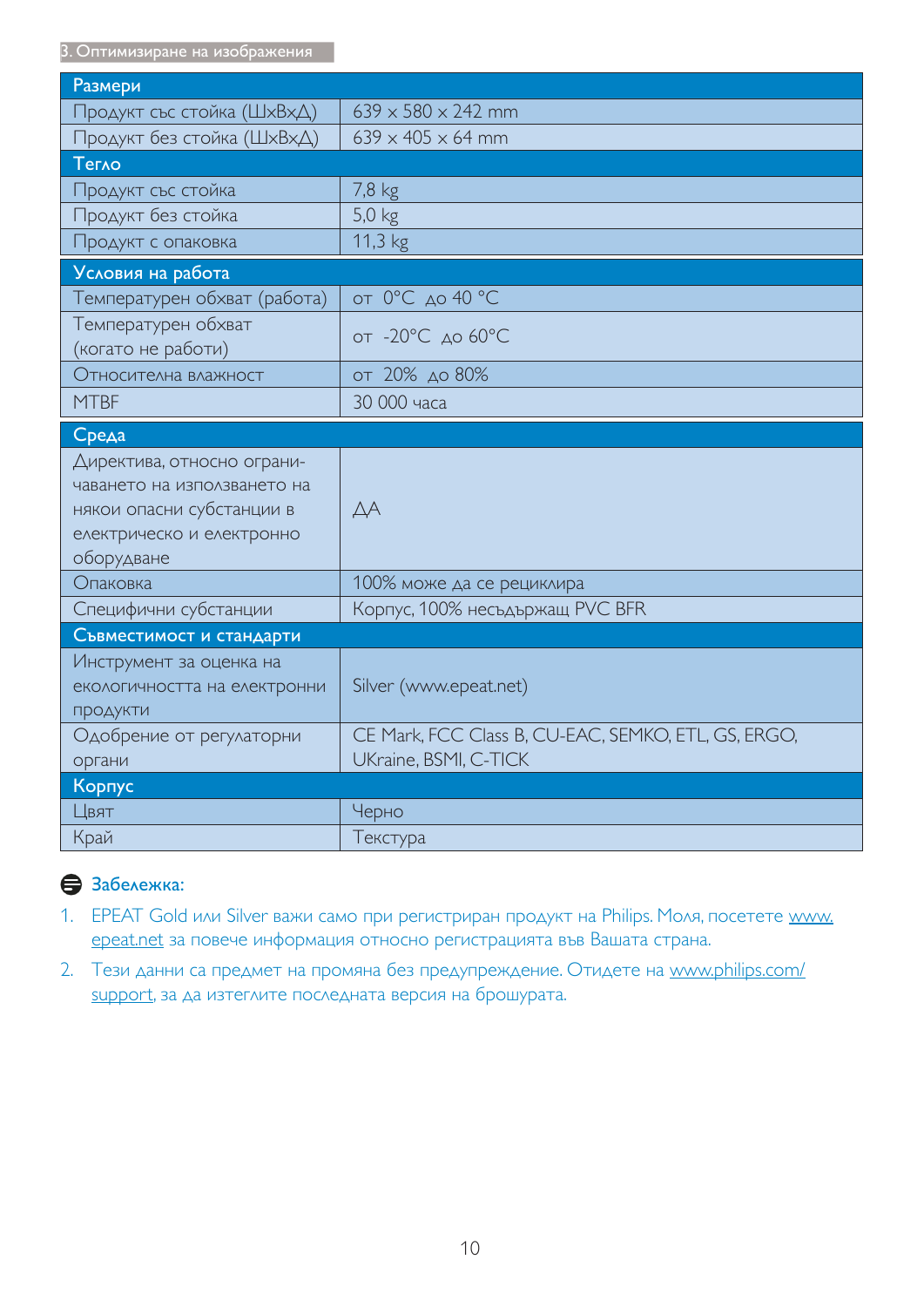| Размери | |
|---|---|
| Продукт със стойка (ШxВxД) | 639 x 580 x 242 mm |
| Продукт без стойка (ШxВxД) | 639 x 405 x 64 mm |
| **Тегло** | |
| Продукт със стойка | 7,8 kg |
| Продукт без стойка | 5,0 kg |
| Продукт с опаковка | 11,3 kg |
| **Условия на работа** | |
| Температурен обхват (работа) | от 0°C до 40 °C |
| Температурен обхват (когато не работи) | от -20°C до 60°C |
| Относителна влажност | от 20% до 80% |
| MTBF | 30 000 часа |
| **Среда** | |
| Директива, относно ограничаването на използването на някои опасни субстанции в електрическо и електронно оборудване | ДА |
| Опаковка | 100% може да се рециклира |
| Специфични субстанции | Корпус, 100% несъдържащ PVC BFR |
| **Съвместимост и стандарти** | |
| Инструмент за оценка на екологичността на електронни продукти | Silver (www.epeat.net) |
| Одобрение от регулаторни органи | CE Mark, FCC Class B, CU-EAC, SEMKO, ETL, GS, ERGO, UKraine, BSMI, C-TICK |
| **Корпус** | |
| Цвят | Черно |
| Край | Текстура |

**Забележка:**

1. EPEAT Gold или Silver важи само при регистриран продукт на Philips. Моля, посетете www.epeat.net за повече информация относно регистрацията във Вашата страна.
2. Тези данни са предмет на промяна без предупреждение. Отидете на www.philips.com/support, за да изтеглите последната версия на брошурата.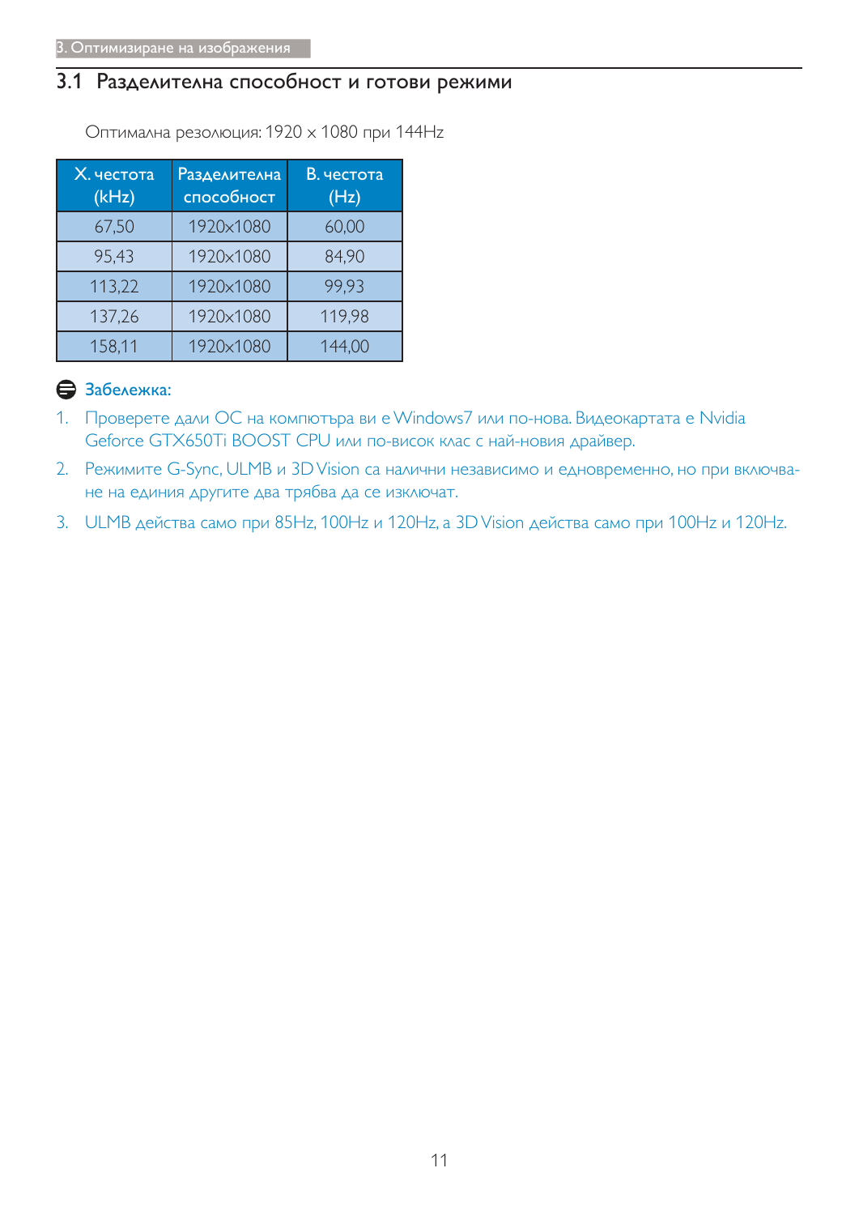## 3.1 Разделителна способност и готови режими

Оптимална резолюция: 1920 x 1080 при 144Hz

| Х. честота (kHz) | Разделителна способност | В. честота (Hz) |
|---|---|---|
| 67,50 | 1920x1080 | 60,00 |
| 95,43 | 1920x1080 | 84,90 |
| 113,22 | 1920x1080 | 99,93 |
| 137,26 | 1920x1080 | 119,98 |
| 158,11 | 1920x1080 | 144,00 |

**Забележка:**

1. Проверете дали ОС на компютъра ви е Windows7 или по-нова. Видеокартата е Nvidia Geforce GTX650Ti BOOST CPU или по-висок клас с най-новия драйвер.
2. Режимите G-Sync, ULMB и 3D Vision са налични независимо и едновременно, но при включване на единия другите два трябва да се изключат.
3. ULMB действа само при 85Hz, 100Hz и 120Hz, а 3D Vision действа само при 100Hz и 120Hz.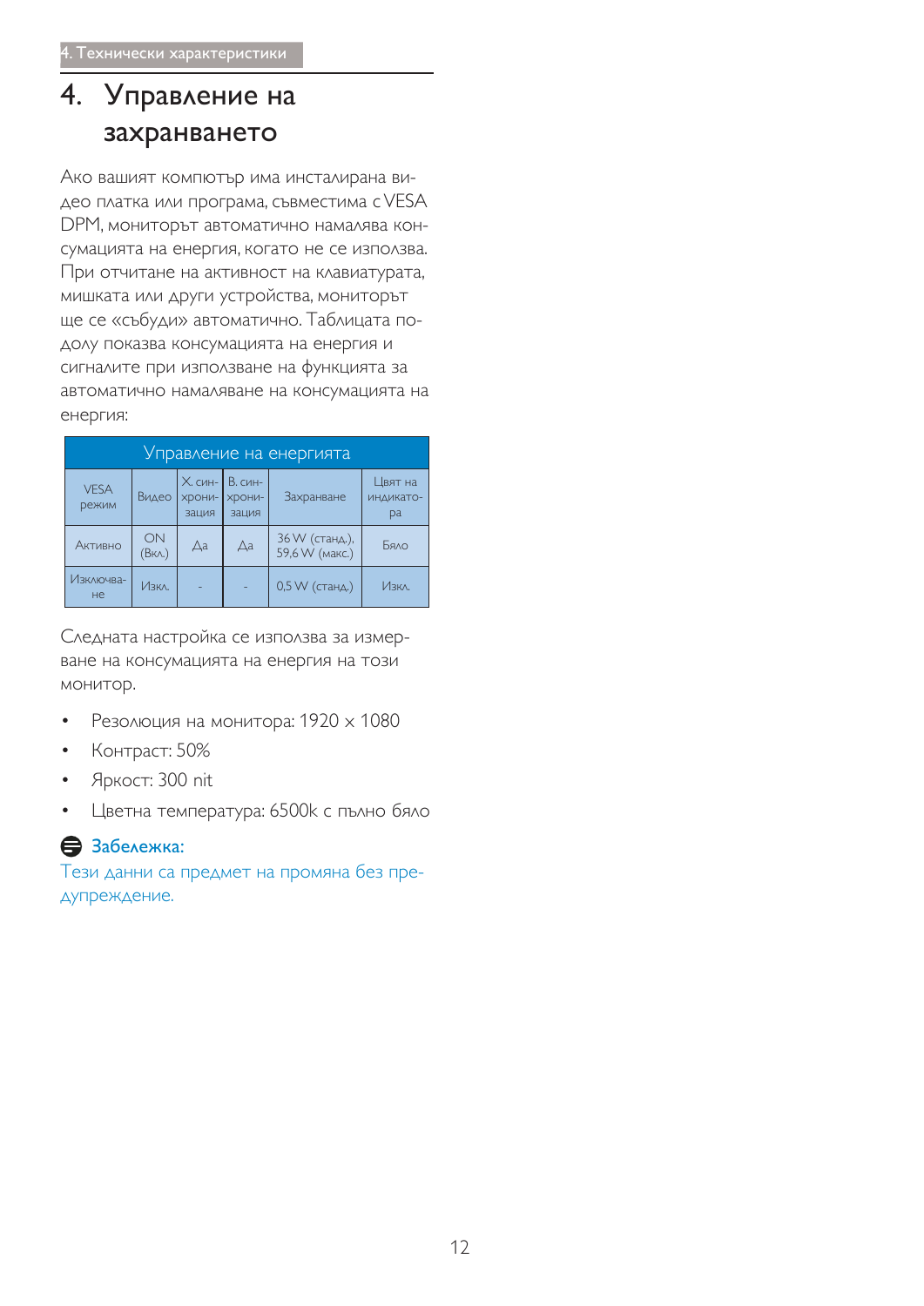# 4. Управление на захранването

Ако вашият компютър има инсталирана видео платка или програма, съвместима с VESA DPM, мониторът автоматично намалява консумацията на енергия, когато не се използва. При отчитане на активност на клавиатурата, мишката или други устройства, мониторът ще се «събуди» автоматично. Таблицата по-долу показва консумацията на енергия и сигналите при използване на функцията за автоматично намаляване на консумацията на енергия:

| Управление на енергията | | | | | |
|---|---|---|---|---|---|
| VESA режим | Видео | Х. синхронизация | В. синхронизация | Захранване | Цвят на индикатора |
| Активно | ON (Вкл.) | Да | Да | 36 W (станд.), 59,6 W (макс.) | Бяло |
| Изключване | Изкл. | - | - | 0,5 W (станд.) | Изкл. |

Следната настройка се използва за измерване на консумацията на енергия на този монитор.

- Резолюция на монитора: 1920 x 1080
- Контраст: 50%
- Яркост: 300 nit
- Цветна температура: 6500k с пълно бяло

**Забележка:**

Тези данни са предмет на промяна без предупреждение.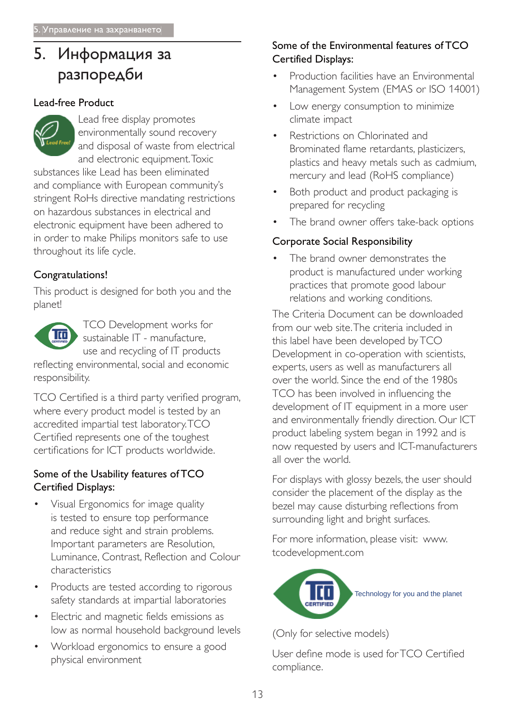# 5. Информация за разпоредби

## Lead-free Product

Lead free display promotes environmentally sound recovery and disposal of waste from electrical and electronic equipment. Toxic substances like Lead has been eliminated and compliance with European community's stringent RoHs directive mandating restrictions on hazardous substances in electrical and electronic equipment have been adhered to in order to make Philips monitors safe to use throughout its life cycle.

## Congratulations!

This product is designed for both you and the planet!

TCO Development works for sustainable IT - manufacture, use and recycling of IT products reflecting environmental, social and economic responsibility.

TCO Certified is a third party verified program, where every product model is tested by an accredited impartial test laboratory. TCO Certified represents one of the toughest certifications for ICT products worldwide.

### Some of the Usability features of TCO Certified Displays:

- Visual Ergonomics for image quality is tested to ensure top performance and reduce sight and strain problems. Important parameters are Resolution, Luminance, Contrast, Reflection and Colour characteristics
- Products are tested according to rigorous safety standards at impartial laboratories
- Electric and magnetic fields emissions as low as normal household background levels
- Workload ergonomics to ensure a good physical environment

### Some of the Environmental features of TCO Certified Displays:

- Production facilities have an Environmental Management System (EMAS or ISO 14001)
- Low energy consumption to minimize climate impact
- Restrictions on Chlorinated and Brominated flame retardants, plasticizers, plastics and heavy metals such as cadmium, mercury and lead (RoHS compliance)
- Both product and product packaging is prepared for recycling
- The brand owner offers take-back options

### Corporate Social Responsibility

- The brand owner demonstrates the product is manufactured under working practices that promote good labour relations and working conditions.

The Criteria Document can be downloaded from our web site. The criteria included in this label have been developed by TCO Development in co-operation with scientists, experts, users as well as manufacturers all over the world. Since the end of the 1980s TCO has been involved in influencing the development of IT equipment in a more user and environmentally friendly direction. Our ICT product labeling system began in 1992 and is now requested by users and ICT-manufacturers all over the world.

For displays with glossy bezels, the user should consider the placement of the display as the bezel may cause disturbing reflections from surrounding light and bright surfaces.

For more information, please visit: www.tcodevelopment.com

Technology for you and the planet

(Only for selective models)

User define mode is used for TCO Certified compliance.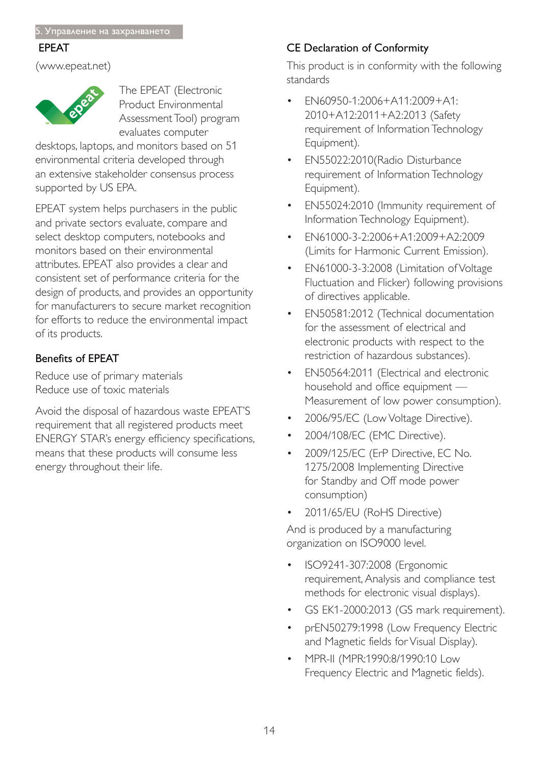## EPEAT

(www.epeat.net)

The EPEAT (Electronic Product Environmental Assessment Tool) program evaluates computer desktops, laptops, and monitors based on 51 environmental criteria developed through an extensive stakeholder consensus process supported by US EPA.

EPEAT system helps purchasers in the public and private sectors evaluate, compare and select desktop computers, notebooks and monitors based on their environmental attributes. EPEAT also provides a clear and consistent set of performance criteria for the design of products, and provides an opportunity for manufacturers to secure market recognition for efforts to reduce the environmental impact of its products.

### Benefits of EPEAT

Reduce use of primary materials
Reduce use of toxic materials

Avoid the disposal of hazardous waste EPEAT'S requirement that all registered products meet ENERGY STAR's energy efficiency specifications, means that these products will consume less energy throughout their life.

## CE Declaration of Conformity

This product is in conformity with the following standards

- EN60950-1:2006+A11:2009+A1:2010+A12:2011+A2:2013 (Safety requirement of Information Technology Equipment).
- EN55022:2010(Radio Disturbance requirement of Information Technology Equipment).
- EN55024:2010 (Immunity requirement of Information Technology Equipment).
- EN61000-3-2:2006+A1:2009+A2:2009 (Limits for Harmonic Current Emission).
- EN61000-3-3:2008 (Limitation of Voltage Fluctuation and Flicker) following provisions of directives applicable.
- EN50581:2012 (Technical documentation for the assessment of electrical and electronic products with respect to the restriction of hazardous substances).
- EN50564:2011 (Electrical and electronic household and office equipment — Measurement of low power consumption).
- 2006/95/EC (Low Voltage Directive).
- 2004/108/EC (EMC Directive).
- 2009/125/EC (ErP Directive, EC No. 1275/2008 Implementing Directive for Standby and Off mode power consumption)
- 2011/65/EU (RoHS Directive)

And is produced by a manufacturing organization on ISO9000 level.

- ISO9241-307:2008 (Ergonomic requirement, Analysis and compliance test methods for electronic visual displays).
- GS EK1-2000:2013 (GS mark requirement).
- prEN50279:1998 (Low Frequency Electric and Magnetic fields for Visual Display).
- MPR-II (MPR:1990:8/1990:10 Low Frequency Electric and Magnetic fields).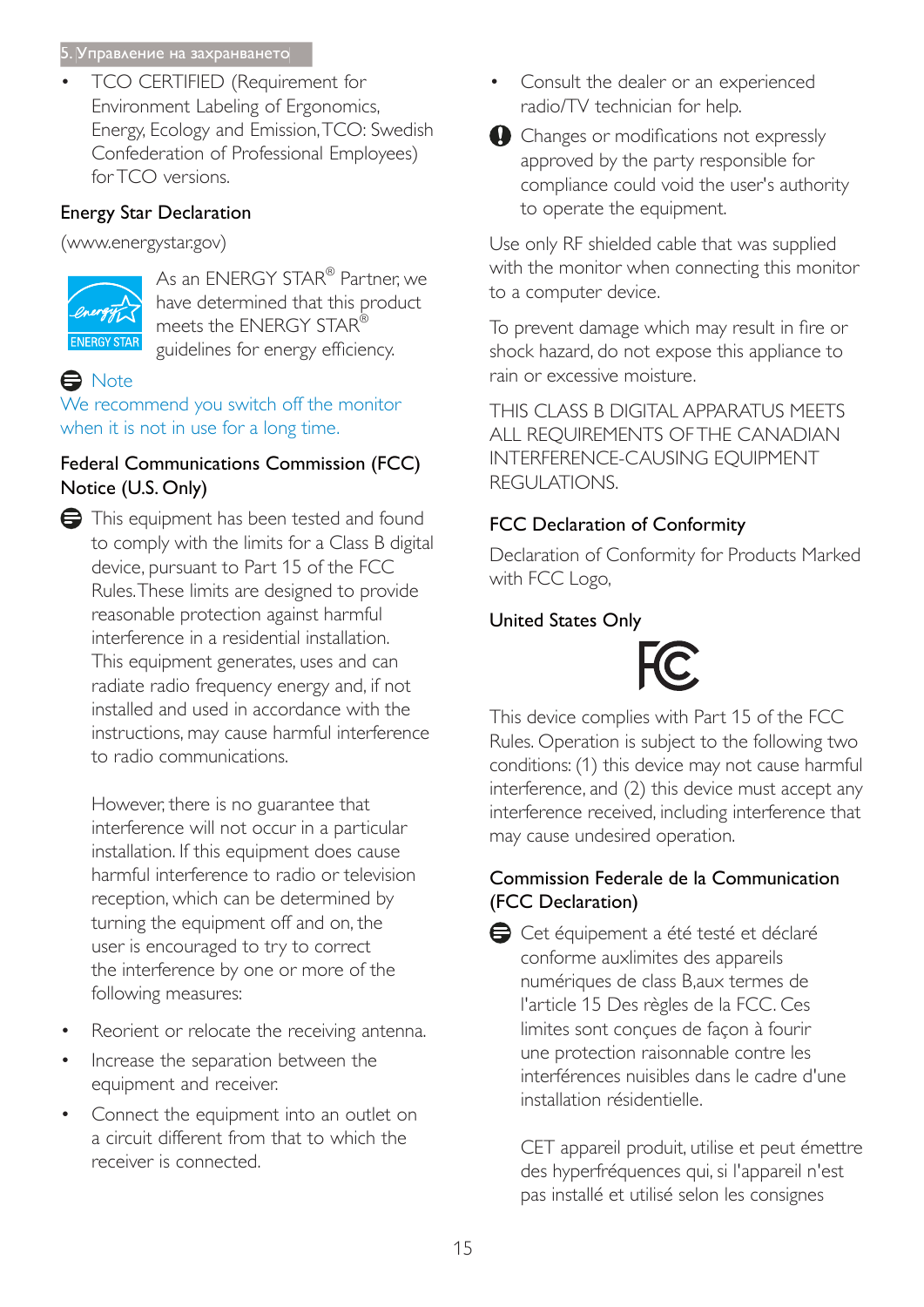- TCO CERTIFIED (Requirement for Environment Labeling of Ergonomics, Energy, Ecology and Emission, TCO: Swedish Confederation of Professional Employees) for TCO versions.

## Energy Star Declaration

(www.energystar.gov)

As an ENERGY STAR® Partner, we have determined that this product meets the ENERGY STAR® guidelines for energy efficiency.

Note

We recommend you switch off the monitor when it is not in use for a long time.

## Federal Communications Commission (FCC) Notice (U.S. Only)

This equipment has been tested and found to comply with the limits for a Class B digital device, pursuant to Part 15 of the FCC Rules. These limits are designed to provide reasonable protection against harmful interference in a residential installation. This equipment generates, uses and can radiate radio frequency energy and, if not installed and used in accordance with the instructions, may cause harmful interference to radio communications.

However, there is no guarantee that interference will not occur in a particular installation. If this equipment does cause harmful interference to radio or television reception, which can be determined by turning the equipment off and on, the user is encouraged to try to correct the interference by one or more of the following measures:

- Reorient or relocate the receiving antenna.
- Increase the separation between the equipment and receiver.
- Connect the equipment into an outlet on a circuit different from that to which the receiver is connected.
- Consult the dealer or an experienced radio/TV technician for help.

Changes or modifications not expressly approved by the party responsible for compliance could void the user's authority to operate the equipment.

Use only RF shielded cable that was supplied with the monitor when connecting this monitor to a computer device.

To prevent damage which may result in fire or shock hazard, do not expose this appliance to rain or excessive moisture.

THIS CLASS B DIGITAL APPARATUS MEETS ALL REQUIREMENTS OF THE CANADIAN INTERFERENCE-CAUSING EQUIPMENT REGULATIONS.

## FCC Declaration of Conformity

Declaration of Conformity for Products Marked with FCC Logo,

## United States Only

This device complies with Part 15 of the FCC Rules. Operation is subject to the following two conditions: (1) this device may not cause harmful interference, and (2) this device must accept any interference received, including interference that may cause undesired operation.

## Commission Federale de la Communication (FCC Declaration)

Cet équipement a été testé et déclaré conforme auxlimites des appareils numériques de class B,aux termes de l'article 15 Des règles de la FCC. Ces limites sont conçues de façon à fourir une protection raisonnable contre les interférences nuisibles dans le cadre d'une installation résidentielle.

CET appareil produit, utilise et peut émettre des hyperfréquences qui, si l'appareil n'est pas installé et utilisé selon les consignes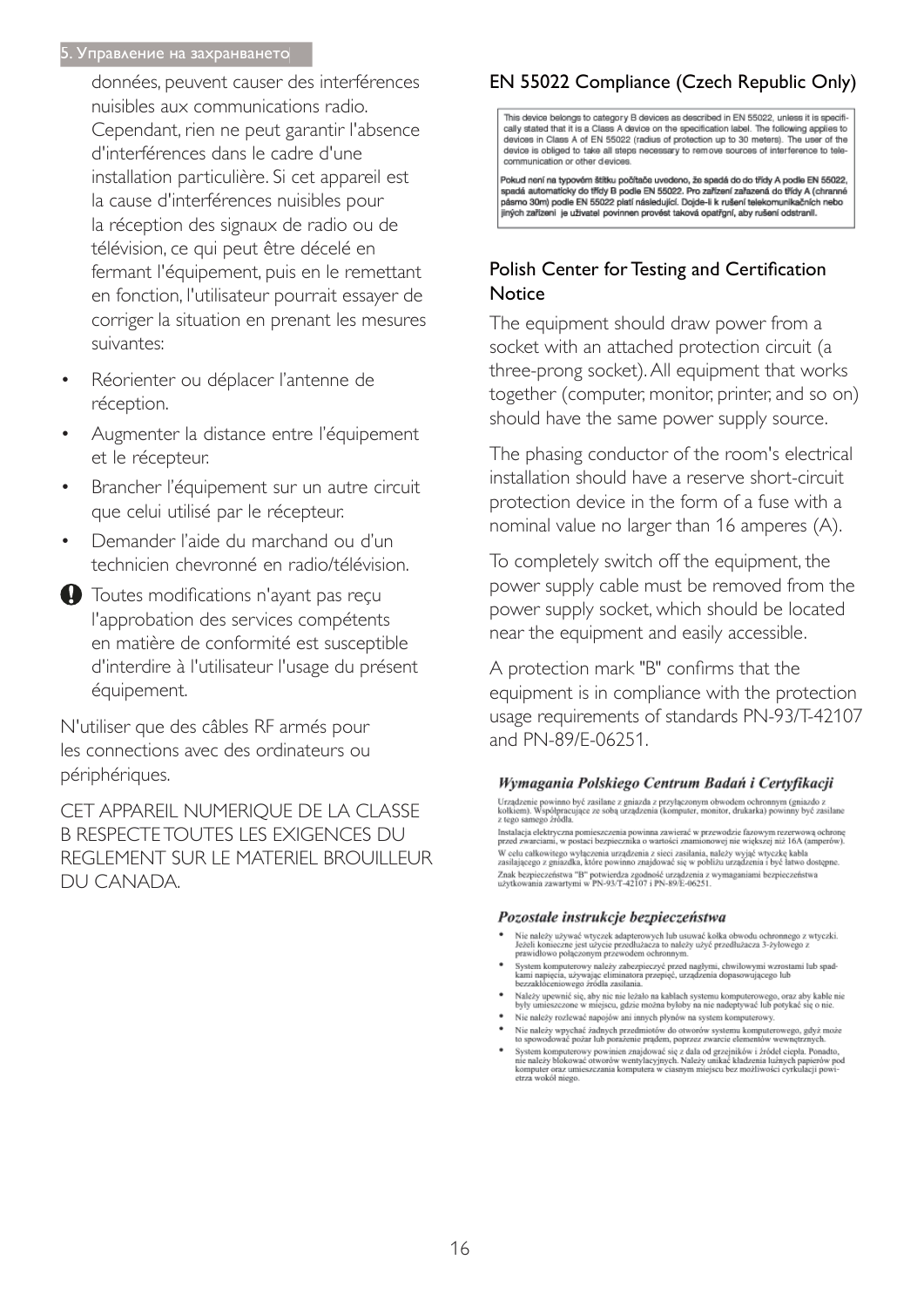données, peuvent causer des interférences nuisibles aux communications radio. Cependant, rien ne peut garantir l'absence d'interférences dans le cadre d'une installation particulière. Si cet appareil est la cause d'interférences nuisibles pour la réception des signaux de radio ou de télévision, ce qui peut être décelé en fermant l'équipement, puis en le remettant en fonction, l'utilisateur pourrait essayer de corriger la situation en prenant les mesures suivantes:

- Réorienter ou déplacer l'antenne de réception.
- Augmenter la distance entre l'équipement et le récepteur.
- Brancher l'équipement sur un autre circuit que celui utilisé par le récepteur.
- Demander l'aide du marchand ou d'un technicien chevronné en radio/télévision.

Toutes modifications n'ayant pas reçu l'approbation des services compétents en matière de conformité est susceptible d'interdire à l'utilisateur l'usage du présent équipement.

N'utiliser que des câbles RF armés pour les connections avec des ordinateurs ou périphériques.

CET APPAREIL NUMERIQUE DE LA CLASSE B RESPECTE TOUTES LES EXIGENCES DU REGLEMENT SUR LE MATERIEL BROUILLEUR DU CANADA.

## EN 55022 Compliance (Czech Republic Only)

This device belongs to category B devices as described in EN 55022, unless it is specifically stated that it is a Class A device on the specification label. The following applies to devices in Class A of EN 55022 (radius of protection up to 30 meters). The user of the device is obliged to take all steps necessary to remove sources of interference to telecommunication or other devices.

Pokud není na typovém štítku počítače uvedeno, že spadá do do třídy A podle EN 55022, spadá automaticky do třídy B podle EN 55022. Pro zařízení zařazená do třídy A (chranné pásmo 30m) podle EN 55022 platí následující. Dojde-li k rušení telekomunikačních nebo jiných zařízení je uživatel povinnen provést taková opatřgní, aby rušení odstranil.

## Polish Center for Testing and Certification Notice

The equipment should draw power from a socket with an attached protection circuit (a three-prong socket). All equipment that works together (computer, monitor, printer, and so on) should have the same power supply source.

The phasing conductor of the room's electrical installation should have a reserve short-circuit protection device in the form of a fuse with a nominal value no larger than 16 amperes (A).

To completely switch off the equipment, the power supply cable must be removed from the power supply socket, which should be located near the equipment and easily accessible.

A protection mark "B" confirms that the equipment is in compliance with the protection usage requirements of standards PN-93/T-42107 and PN-89/E-06251.

### *Wymagania Polskiego Centrum Badań i Certyfikacji*

Urządzenie powinno być zasilane z gniazda z przyłączonym obwodem ochronnym (gniazdo z kołkiem). Współpracujące ze sobą urządzenia (komputer, monitor, drukarka) powinny być zasilane z tego samego źródła.

Instalacja elektryczna pomieszczenia powinna zawierać w przewodzie fazowym rezerwową ochronę przed zwarciami, w postaci bezpiecznika o wartości znamionowej nie większej niż 16A (amperów).

W celu całkowitego wyłączenia urządzenia z sieci zasilania, należy wyjąć wtyczkę kabla zasilającego z gniazdka, które powinno znajdować się w pobliżu urządzenia i być łatwo dostępne.

Znak bezpieczeństwa "B" potwierdza zgodność urządzenia z wymaganiami bezpieczeństwa użytkowania zawartymi w PN-93/T-42107 i PN-89/E-06251.

### *Pozostałe instrukcje bezpieczeństwa*

- Nie należy używać wtyczek adapterowych lub usuwać kołka obwodu ochronnego z wtyczki. Jeżeli konieczne jest użycie przedłużacza to należy użyć przedłużacza 3-żyłowego z prawidłowo połączonym przewodem ochronnym.
- System komputerowy należy zabezpieczyć przed nagłymi, chwilowymi wzrostami lub spadkami napięcia, używając eliminatora przepięć, urządzenia dopasowującego lub bezzakłóceniowego źródła zasilania.
- Należy upewnić się, aby nic nie leżało na kablach systemu komputerowego, oraz aby kable nie były umieszczone w miejscu, gdzie można byłoby na nie nadeptywać lub potykać się o nie.
- Nie należy rozlewać napojów ani innych płynów na system komputerowy.
- Nie należy wpychać żadnych przedmiotów do otworów systemu komputerowego, gdyż może to spowodować pożar lub porażenie prądem, poprzez zwarcie elementów wewnętrznych.
- System komputerowy powinien znajdować się z dala od grzejników i źródeł ciepła. Ponadto, nie należy blokować otworów wentylacyjnych. Należy unikać kładzenia lużnych papierów pod komputer oraz umieszczania komputera w ciasnym miejscu bez możliwości cyrkulacji powietrza wokół niego.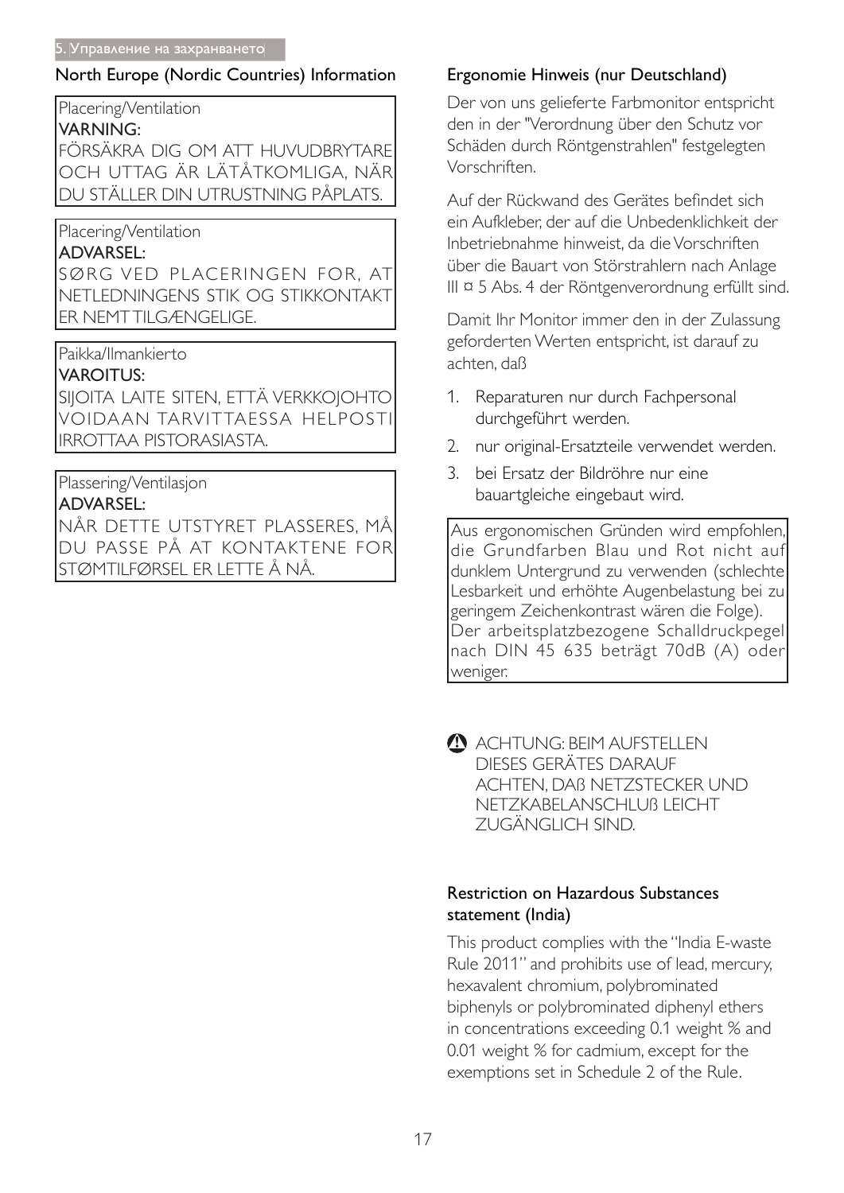## North Europe (Nordic Countries) Information

Placering/Ventilation
**VARNING:**
FÖRSÄKRA DIG OM ATT HUVUDBRYTARE OCH UTTAG ÄR LÄTÅTKOMLIGA, NÄR DU STÄLLER DIN UTRUSTNING PÅPLATS.

Placering/Ventilation
**ADVARSEL:**
SØRG VED PLACERINGEN FOR, AT NETLEDNINGENS STIK OG STIKKONTAKT ER NEMT TILGÆNGELIGE.

Paikka/Ilmankierto
**VAROITUS:**
SIJOITA LAITE SITEN, ETTÄ VERKKOJOHTO VOIDAAN TARVITTAESSA HELPOSTI IRROTTAA PISTORASIASTA.

Plassering/Ventilasjon
**ADVARSEL:**
NÅR DETTE UTSTYRET PLASSERES, MÅ DU PASSE PÅ AT KONTAKTENE FOR STØMTILFØRSEL ER LETTE Å NÅ.

## Ergonomie Hinweis (nur Deutschland)

Der von uns gelieferte Farbmonitor entspricht den in der "Verordnung über den Schutz vor Schäden durch Röntgenstrahlen" festgelegten Vorschriften.

Auf der Rückwand des Gerätes befindet sich ein Aufkleber, der auf die Unbedenklichkeit der Inbetriebnahme hinweist, da die Vorschriften über die Bauart von Störstrahlern nach Anlage III ¤ 5 Abs. 4 der Röntgenverordnung erfüllt sind.

Damit Ihr Monitor immer den in der Zulassung geforderten Werten entspricht, ist darauf zu achten, daß

1. Reparaturen nur durch Fachpersonal durchgeführt werden.
2. nur original-Ersatzteile verwendet werden.
3. bei Ersatz der Bildröhre nur eine bauartgleiche eingebaut wird.

Aus ergonomischen Gründen wird empfohlen, die Grundfarben Blau und Rot nicht auf dunklem Untergrund zu verwenden (schlechte Lesbarkeit und erhöhte Augenbelastung bei zu geringem Zeichenkontrast wären die Folge). Der arbeitsplatzbezogene Schalldruckpegel nach DIN 45 635 beträgt 70dB (A) oder weniger.

ACHTUNG: BEIM AUFSTELLEN DIESES GERÄTES DARAUF ACHTEN, DAß NETZSTECKER UND NETZKABELANSCHLUß LEICHT ZUGÄNGLICH SIND.

## Restriction on Hazardous Substances statement (India)

This product complies with the "India E-waste Rule 2011" and prohibits use of lead, mercury, hexavalent chromium, polybrominated biphenyls or polybrominated diphenyl ethers in concentrations exceeding 0.1 weight % and 0.01 weight % for cadmium, except for the exemptions set in Schedule 2 of the Rule.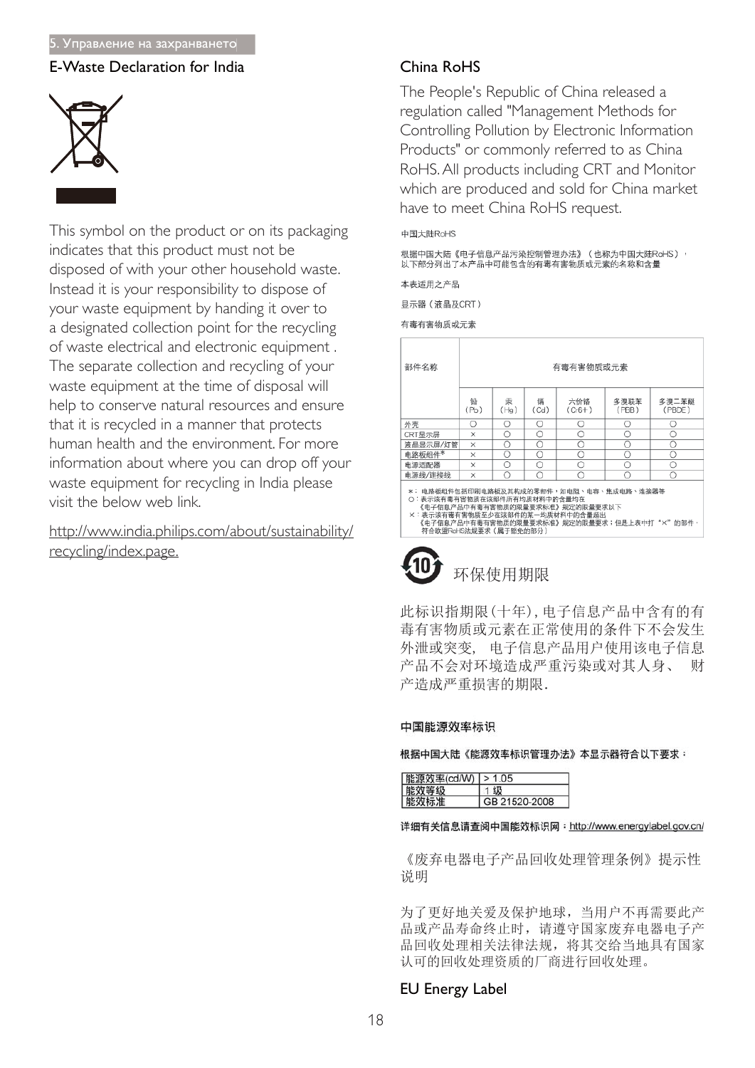## E-Waste Declaration for India

This symbol on the product or on its packaging indicates that this product must not be disposed of with your other household waste. Instead it is your responsibility to dispose of your waste equipment by handing it over to a designated collection point for the recycling of waste electrical and electronic equipment . The separate collection and recycling of your waste equipment at the time of disposal will help to conserve natural resources and ensure that it is recycled in a manner that protects human health and the environment. For more information about where you can drop off your waste equipment for recycling in India please visit the below web link.

http://www.india.philips.com/about/sustainability/recycling/index.page.

## China RoHS

The People's Republic of China released a regulation called "Management Methods for Controlling Pollution by Electronic Information Products" or commonly referred to as China RoHS. All products including CRT and Monitor which are produced and sold for China market have to meet China RoHS request.

中国大陆RoHS

根据中国大陆《电子信息产品污染控制管理办法》（也称为中国大陆RoHS），以下部分列出了本产品中可能包含的有毒有害物质或元素的名称和含量

本表适用之产品

显示器（液晶及CRT）

有毒有害物质或元素

| 部件名称 | 有毒有害物质或元素 | | | | | |
|---|---|---|---|---|---|---|
| | 铅 (Pb) | 汞 (Hg) | 镉 (Cd) | 六价铬 (Cr6+) | 多溴联苯 (PBB) | 多溴二苯醚 (PBDE) |
| 外壳 | ○ | ○ | ○ | ○ | ○ | ○ |
| CRT显示屏 | × | ○ | ○ | ○ | ○ | ○ |
| 液晶显示屏/灯管 | × | ○ | ○ | ○ | ○ | ○ |
| 电路板组件* | × | ○ | ○ | ○ | ○ | ○ |
| 电源适配器 | × | ○ | ○ | ○ | ○ | ○ |
| 电源线/连接线 | × | ○ | ○ | ○ | ○ | ○ |

*：电路板组件包括印刷电路板及其构成的零部件，如电阻、电容、集成电路、连接器等
○：表示该有毒有害物质在该部件所有均质材料中的含量均在《电子信息产品中有毒有害物质的限量要求标准》规定的限量要求以下
×：表示该有毒有害物质至少在该部件的某一均质材料中的含量超出《电子信息产品中有毒有害物质的限量要求标准》规定的限量要求；但是上表中打"×"的部件，符合欧盟RoHS法规要求（属于豁免的部分）

环保使用期限

此标识指期限(十年)，电子信息产品中含有的有毒有害物质或元素在正常使用的条件下不会发生外泄或突变，电子信息产品用户使用该电子信息产品不会对环境造成严重污染或对其人身、财产造成严重损害的期限.

**中国能源效率标识**

**根据中国大陆《能源效率标识管理办法》本显示器符合以下要求：**

| 能源效率(cd/W) | > 1.05 |
|---|---|
| 能效等级 | 1 级 |
| 能效标准 | GB 21520-2008 |

**详细有关信息请查阅中国能效标识网：http://www.energylabel.gov.cn/**

《废弃电器电子产品回收处理管理条例》提示性说明

为了更好地关爱及保护地球，当用户不再需要此产品或产品寿命终止时，请遵守国家废弃电器电子产品回收处理相关法律法规，将其交给当地具有国家认可的回收处理资质的厂商进行回收处理。

## EU Energy Label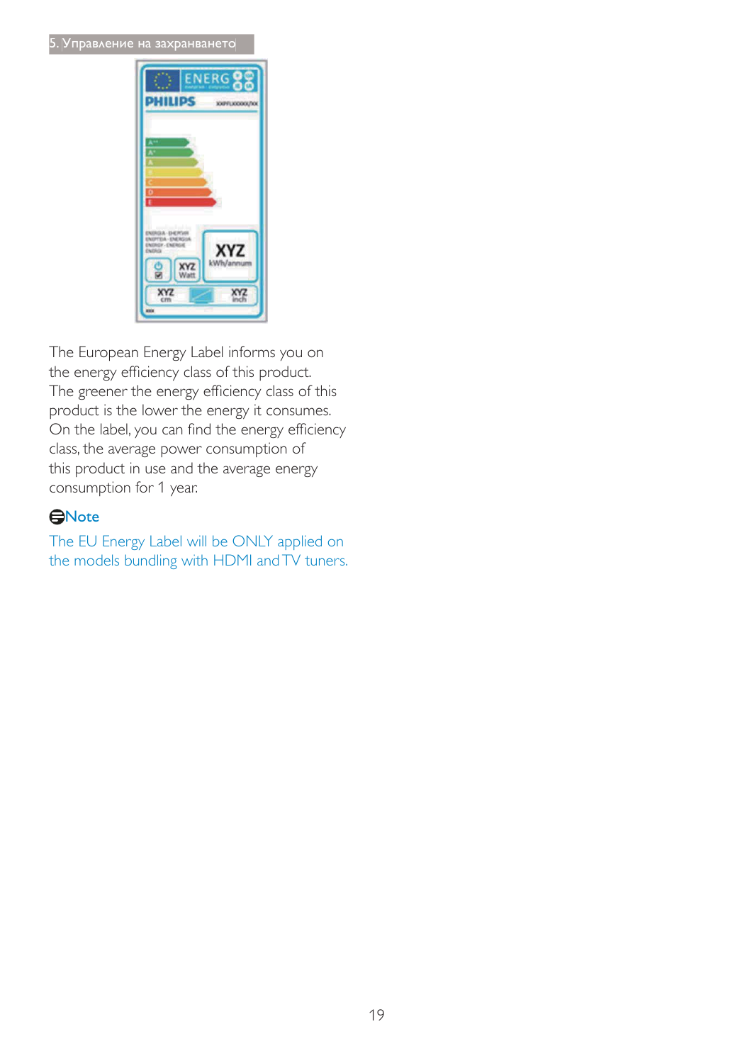The European Energy Label informs you on the energy efficiency class of this product. The greener the energy efficiency class of this product is the lower the energy it consumes. On the label, you can find the energy efficiency class, the average power consumption of this product in use and the average energy consumption for 1 year.

**Note**

The EU Energy Label will be ONLY applied on the models bundling with HDMI and TV tuners.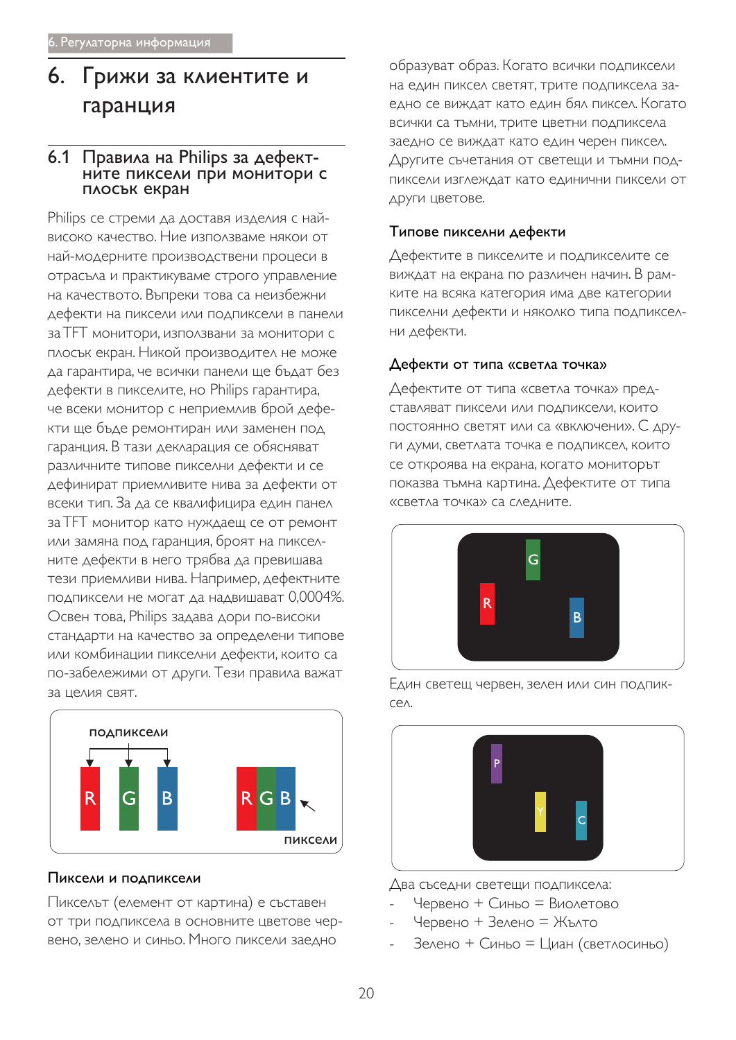# 6. Грижи за клиентите и гаранция

## 6.1 Правила на Philips за дефектните пиксели при монитори с плосък екран

Philips се стреми да доставя изделия с най-високо качество. Ние използваме някои от най-модерните производствени процеси в отрасъла и практикуваме строго управление на качеството. Въпреки това са неизбежни дефекти на пиксели или подпиксели в панели за TFT монитори, използвани за монитори с плосък екран. Никой производител не може да гарантира, че всички панели ще бъдат без дефекти в пикселите, но Philips гарантира, че всеки монитор с неприемлив брой дефекти ще бъде ремонтиран или заменен под гаранция. В тази декларация се обясняват различните типове пикселни дефекти и се дефинират приемливите нива за дефекти от всеки тип. За да се квалифицира един панел за TFT монитор като нуждаещ се от ремонт или замяна под гаранция, броят на пикселните дефекти в него трябва да превишава тези приемливи нива. Например, дефектните подпиксели не могат да надвишават 0,0004%. Освен това, Philips задава дори по-високи стандарти за качество за определени типове или комбинации пикселни дефекти, които са по-забележими от други. Тези правила важат за целия свят.

подпиксели

R G B

RGB

пиксели

### Пиксели и подпиксели

Пикселът (елемент от картина) е съставен от три подпиксела в основните цветове червено, зелено и синьо. Много пиксели заедно образуват образ. Когато всички подпиксели на един пиксел светят, трите подпиксела заедно се виждат като един бял пиксел. Когато всички са тъмни, трите цветни подпиксела заедно се виждат като един черен пиксел. Другите съчетания от светещи и тъмни подпиксели изглеждат като единични пиксели от други цветове.

### Типове пикселни дефекти

Дефектите в пикселите и подпикселите се виждат на екрана по различен начин. В рамките на всяка категория има две категории пикселни дефекти и няколко типа подпикселни дефекти.

### Дефекти от типа «светла точка»

Дефектите от типа «светла точка» представляват пиксели или подпиксели, които постоянно светят или са «включени». С други думи, светлата точка е подпиксел, който се откроява на екрана, когато мониторът показва тъмна картина. Дефектите от типа «светла точка» са следните.

G R B

Един светещ червен, зелен или син подпиксел.

P Y C

Два съседни светещи подпиксела:

- Червено + Синьо = Виолетово
- Червено + Зелено = Жълто
- Зелено + Синьо = Циан (светлосиньо)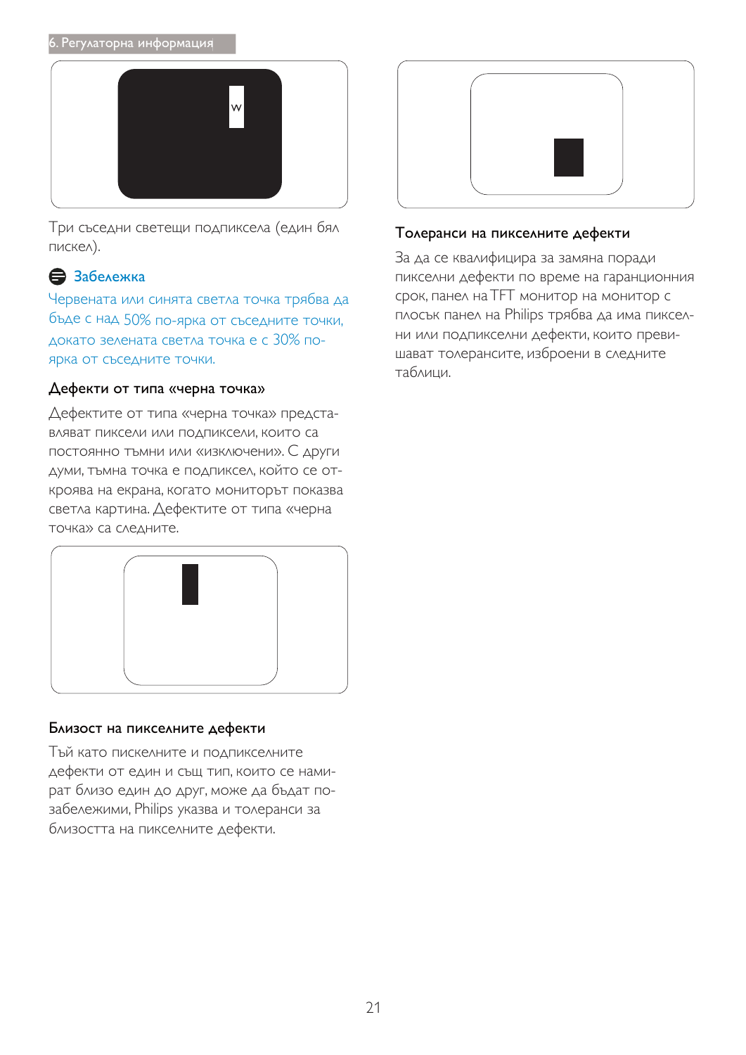Три съседни светещи подпиксела (един бял пиксел).

**Забележка**

Червената или синята светла точка трябва да бъде с над 50% по-ярка от съседните точки, докато зелената светла точка е с 30% по-ярка от съседните точки.

### Дефекти от типа «черна точка»

Дефектите от типа «черна точка» представляват пиксели или подпиксели, които са постоянно тъмни или «изключени». С други думи, тъмна точка е подпиксел, който се откроява на екрана, когато мониторът показва светла картина. Дефектите от типа «черна точка» са следните.

### Близост на пикселните дефекти

Тъй като пикселните и подпикселните дефекти от един и същ тип, които се намират близо един до друг, може да бъдат по-забележими, Philips указва и толеранси за близостта на пикселните дефекти.

### Толеранси на пикселните дефекти

За да се квалифицира за замяна поради пикселни дефекти по време на гаранционния срок, панел на TFT монитор на монитор с плосък панел на Philips трябва да има пиксел-ни или подпикселни дефекти, които превишават толерансите, изброени в следните таблици.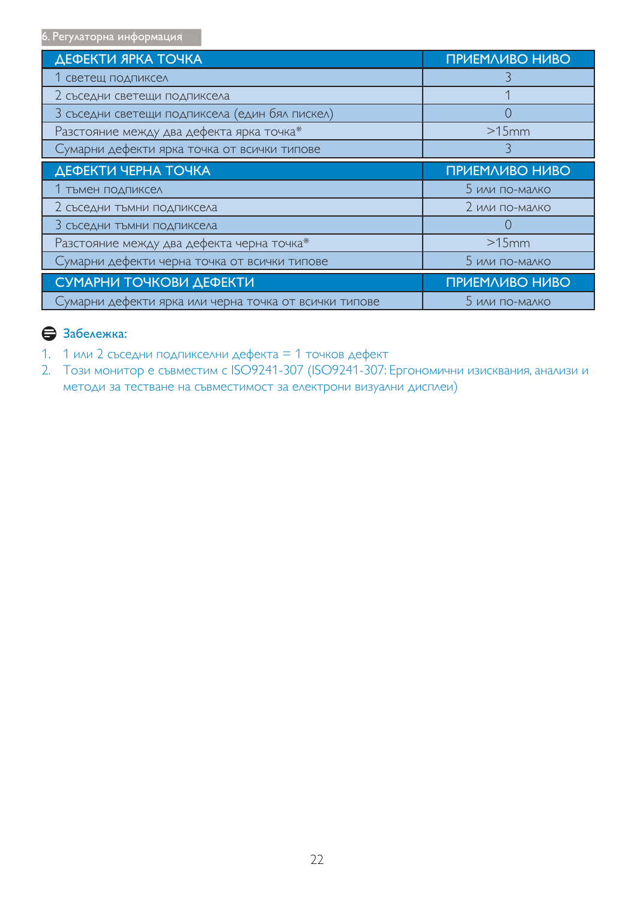| ДЕФЕКТИ ЯРКА ТОЧКА | ПРИЕМЛИВО НИВО |
| --- | --- |
| 1 светещ подпиксел | 3 |
| 2 съседни светещи подпиксела | 1 |
| 3 съседни светещи подпиксела (един бял пиксел) | 0 |
| Разстояние между два дефекта ярка точка* | >15mm |
| Сумарни дефекти ярка точка от всички типове | 3 |

| ДЕФЕКТИ ЧЕРНА ТОЧКА | ПРИЕМЛИВО НИВО |
| --- | --- |
| 1 тъмен подпиксел | 5 или по-малко |
| 2 съседни тъмни подпиксела | 2 или по-малко |
| 3 съседни тъмни подпиксела | 0 |
| Разстояние между два дефекта черна точка* | >15mm |
| Сумарни дефекти черна точка от всички типове | 5 или по-малко |

| СУМАРНИ ТОЧКОВИ ДЕФЕКТИ | ПРИЕМЛИВО НИВО |
| --- | --- |
| Сумарни дефекти ярка или черна точка от всички типове | 5 или по-малко |

**Забележка:**

1. 1 или 2 съседни подпикселни дефекта = 1 точков дефект
2. Този монитор е съвместим с ISO9241-307 (ISO9241-307: Ергономични изисквания, анализи и методи за тестване на съвместимост за електрони визуални дисплеи)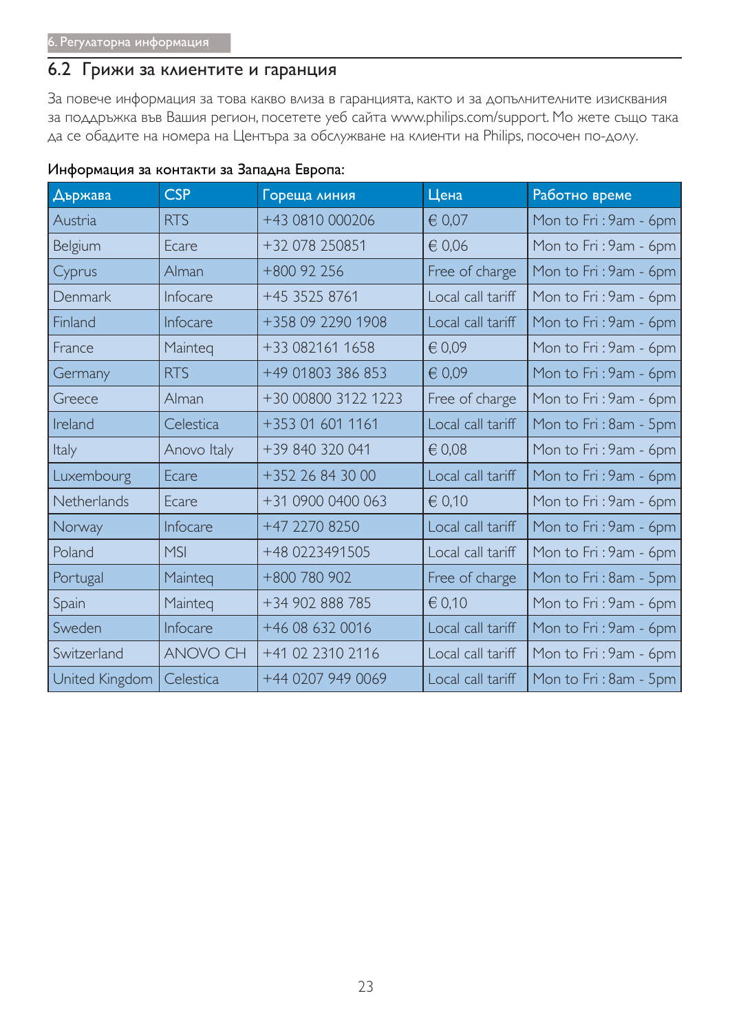## 6.2 Грижи за клиентите и гаранция

За повече информация за това какво влиза в гаранцията, както и за допълнителните изисквания за поддръжка във Вашия регион, посетете уеб сайта www.philips.com/support. Мо жете също така да се обадите на номера на Центъра за обслужване на клиенти на Philips, посочен по-долу.

**Информация за контакти за Западна Европа:**

| Държава | CSP | Гореща линия | Цена | Работно време |
|---|---|---|---|---|
| Austria | RTS | +43 0810 000206 | € 0,07 | Mon to Fri : 9am - 6pm |
| Belgium | Ecare | +32 078 250851 | € 0,06 | Mon to Fri : 9am - 6pm |
| Cyprus | Alman | +800 92 256 | Free of charge | Mon to Fri : 9am - 6pm |
| Denmark | Infocare | +45 3525 8761 | Local call tariff | Mon to Fri : 9am - 6pm |
| Finland | Infocare | +358 09 2290 1908 | Local call tariff | Mon to Fri : 9am - 6pm |
| France | Mainteq | +33 082161 1658 | € 0,09 | Mon to Fri : 9am - 6pm |
| Germany | RTS | +49 01803 386 853 | € 0,09 | Mon to Fri : 9am - 6pm |
| Greece | Alman | +30 00800 3122 1223 | Free of charge | Mon to Fri : 9am - 6pm |
| Ireland | Celestica | +353 01 601 1161 | Local call tariff | Mon to Fri : 8am - 5pm |
| Italy | Anovo Italy | +39 840 320 041 | € 0,08 | Mon to Fri : 9am - 6pm |
| Luxembourg | Ecare | +352 26 84 30 00 | Local call tariff | Mon to Fri : 9am - 6pm |
| Netherlands | Ecare | +31 0900 0400 063 | € 0,10 | Mon to Fri : 9am - 6pm |
| Norway | Infocare | +47 2270 8250 | Local call tariff | Mon to Fri : 9am - 6pm |
| Poland | MSI | +48 0223491505 | Local call tariff | Mon to Fri : 9am - 6pm |
| Portugal | Mainteq | +800 780 902 | Free of charge | Mon to Fri : 8am - 5pm |
| Spain | Mainteq | +34 902 888 785 | € 0,10 | Mon to Fri : 9am - 6pm |
| Sweden | Infocare | +46 08 632 0016 | Local call tariff | Mon to Fri : 9am - 6pm |
| Switzerland | ANOVO CH | +41 02 2310 2116 | Local call tariff | Mon to Fri : 9am - 6pm |
| United Kingdom | Celestica | +44 0207 949 0069 | Local call tariff | Mon to Fri : 8am - 5pm |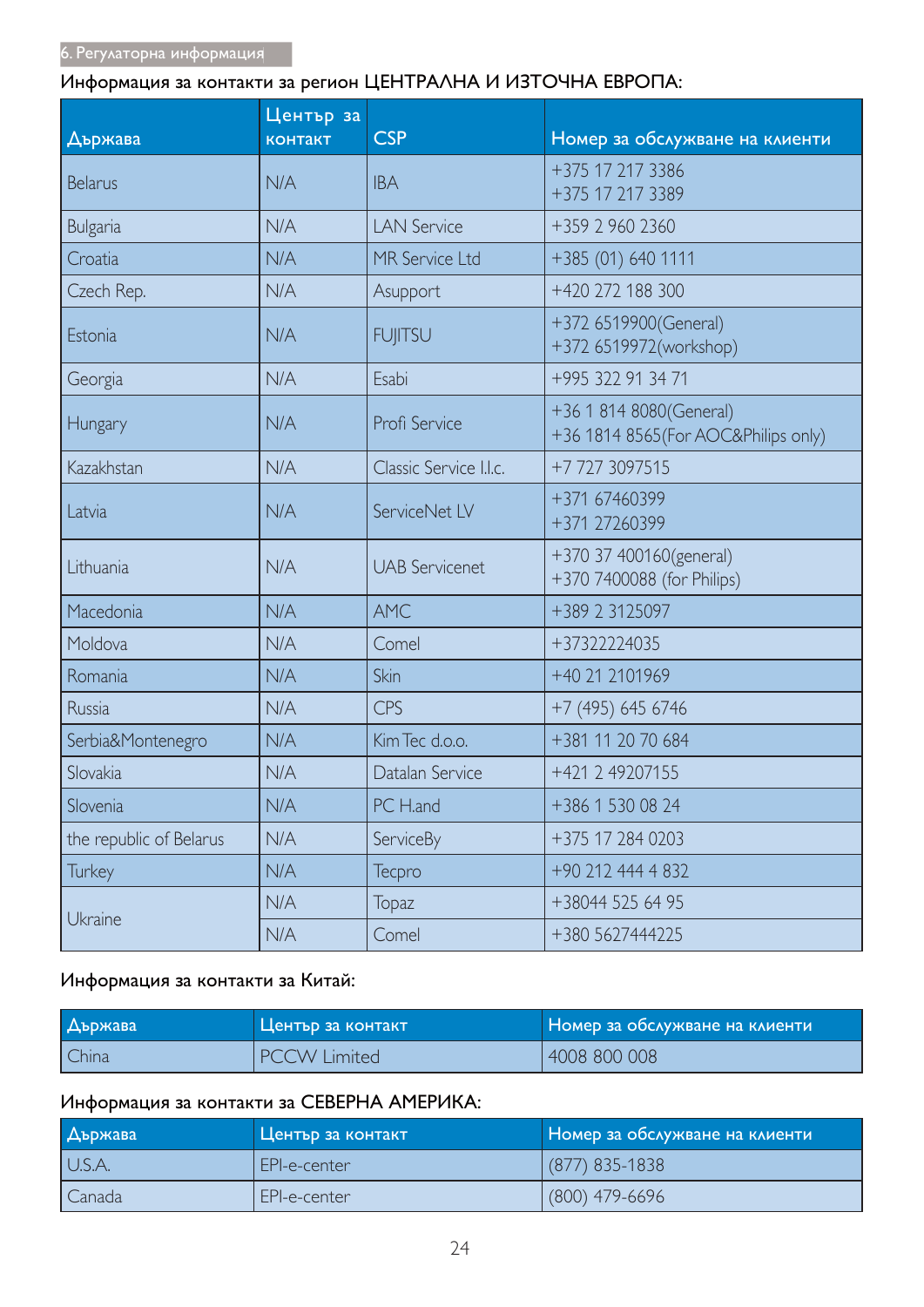Информация за контакти за регион ЦЕНТРАЛНА И ИЗТОЧНА ЕВРОПА:

| Държава | Център за контакт | CSP | Номер за обслужване на клиенти |
|---|---|---|---|
| Belarus | N/A | IBA | +375 17 217 3386<br>+375 17 217 3389 |
| Bulgaria | N/A | LAN Service | +359 2 960 2360 |
| Croatia | N/A | MR Service Ltd | +385 (01) 640 1111 |
| Czech Rep. | N/A | Asupport | +420 272 188 300 |
| Estonia | N/A | FUJITSU | +372 6519900(General)<br>+372 6519972(workshop) |
| Georgia | N/A | Esabi | +995 322 91 34 71 |
| Hungary | N/A | Profi Service | +36 1 814 8080(General)<br>+36 1814 8565(For AOC&Philips only) |
| Kazakhstan | N/A | Classic Service I.I.c. | +7 727 3097515 |
| Latvia | N/A | ServiceNet LV | +371 67460399<br>+371 27260399 |
| Lithuania | N/A | UAB Servicenet | +370 37 400160(general)<br>+370 7400088 (for Philips) |
| Macedonia | N/A | AMC | +389 2 3125097 |
| Moldova | N/A | Comel | +37322224035 |
| Romania | N/A | Skin | +40 21 2101969 |
| Russia | N/A | CPS | +7 (495) 645 6746 |
| Serbia&Montenegro | N/A | Kim Tec d.o.o. | +381 11 20 70 684 |
| Slovakia | N/A | Datalan Service | +421 2 49207155 |
| Slovenia | N/A | PC H.and | +386 1 530 08 24 |
| the republic of Belarus | N/A | ServiceBy | +375 17 284 0203 |
| Turkey | N/A | Tecpro | +90 212 444 4 832 |
| Ukraine | N/A | Topaz | +38044 525 64 95 |
| | N/A | Comel | +380 5627444225 |

Информация за контакти за Китай:

| Държава | Център за контакт | Номер за обслужване на клиенти |
|---|---|---|
| China | PCCW Limited | 4008 800 008 |

Информация за контакти за СЕВЕРНА АМЕРИКА:

| Държава | Център за контакт | Номер за обслужване на клиенти |
|---|---|---|
| U.S.A. | EPI-e-center | (877) 835-1838 |
| Canada | EPI-e-center | (800) 479-6696 |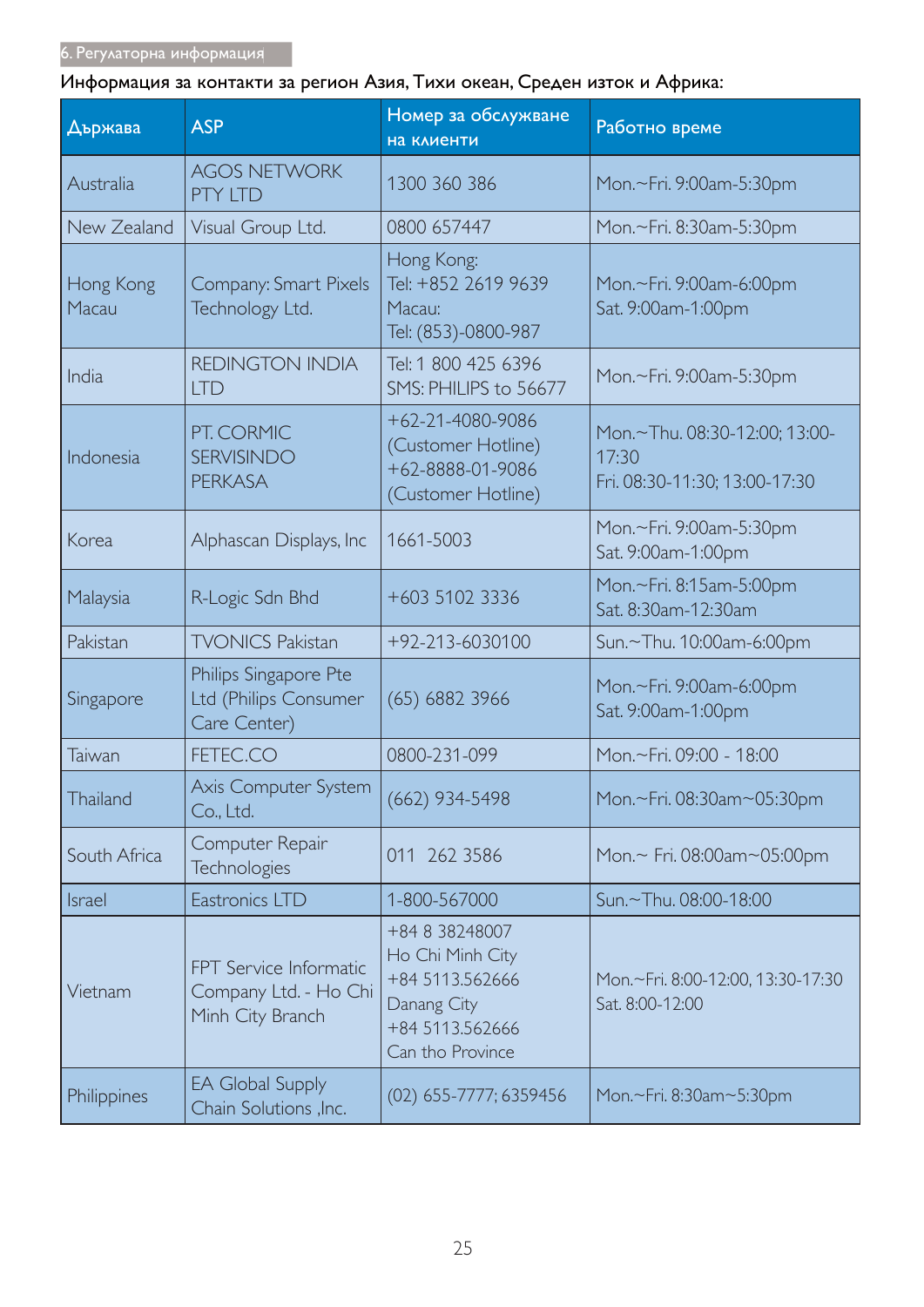Информация за контакти за регион Азия, Тихи океан, Среден изток и Африка:

| Държава | ASP | Номер за обслужване на клиенти | Работно време |
|---|---|---|---|
| Australia | AGOS NETWORK PTY LTD | 1300 360 386 | Mon.~Fri. 9:00am-5:30pm |
| New Zealand | Visual Group Ltd. | 0800 657447 | Mon.~Fri. 8:30am-5:30pm |
| Hong Kong Macau | Company: Smart Pixels Technology Ltd. | Hong Kong: Tel: +852 2619 9639 Macau: Tel: (853)-0800-987 | Mon.~Fri. 9:00am-6:00pm Sat. 9:00am-1:00pm |
| India | REDINGTON INDIA LTD | Tel: 1 800 425 6396 SMS: PHILIPS to 56677 | Mon.~Fri. 9:00am-5:30pm |
| Indonesia | PT. CORMIC SERVISINDO PERKASA | +62-21-4080-9086 (Customer Hotline) +62-8888-01-9086 (Customer Hotline) | Mon.~Thu. 08:30-12:00; 13:00-17:30 Fri. 08:30-11:30; 13:00-17:30 |
| Korea | Alphascan Displays, Inc | 1661-5003 | Mon.~Fri. 9:00am-5:30pm Sat. 9:00am-1:00pm |
| Malaysia | R-Logic Sdn Bhd | +603 5102 3336 | Mon.~Fri. 8:15am-5:00pm Sat. 8:30am-12:30am |
| Pakistan | TVONICS Pakistan | +92-213-6030100 | Sun.~Thu. 10:00am-6:00pm |
| Singapore | Philips Singapore Pte Ltd (Philips Consumer Care Center) | (65) 6882 3966 | Mon.~Fri. 9:00am-6:00pm Sat. 9:00am-1:00pm |
| Taiwan | FETEC.CO | 0800-231-099 | Mon.~Fri. 09:00 - 18:00 |
| Thailand | Axis Computer System Co., Ltd. | (662) 934-5498 | Mon.~Fri. 08:30am~05:30pm |
| South Africa | Computer Repair Technologies | 011 262 3586 | Mon.~ Fri. 08:00am~05:00pm |
| Israel | Eastronics LTD | 1-800-567000 | Sun.~Thu. 08:00-18:00 |
| Vietnam | FPT Service Informatic Company Ltd. - Ho Chi Minh City Branch | +84 8 38248007 Ho Chi Minh City +84 5113.562666 Danang City +84 5113.562666 Can tho Province | Mon.~Fri. 8:00-12:00, 13:30-17:30 Sat. 8:00-12:00 |
| Philippines | EA Global Supply Chain Solutions ,Inc. | (02) 655-7777; 6359456 | Mon.~Fri. 8:30am~5:30pm |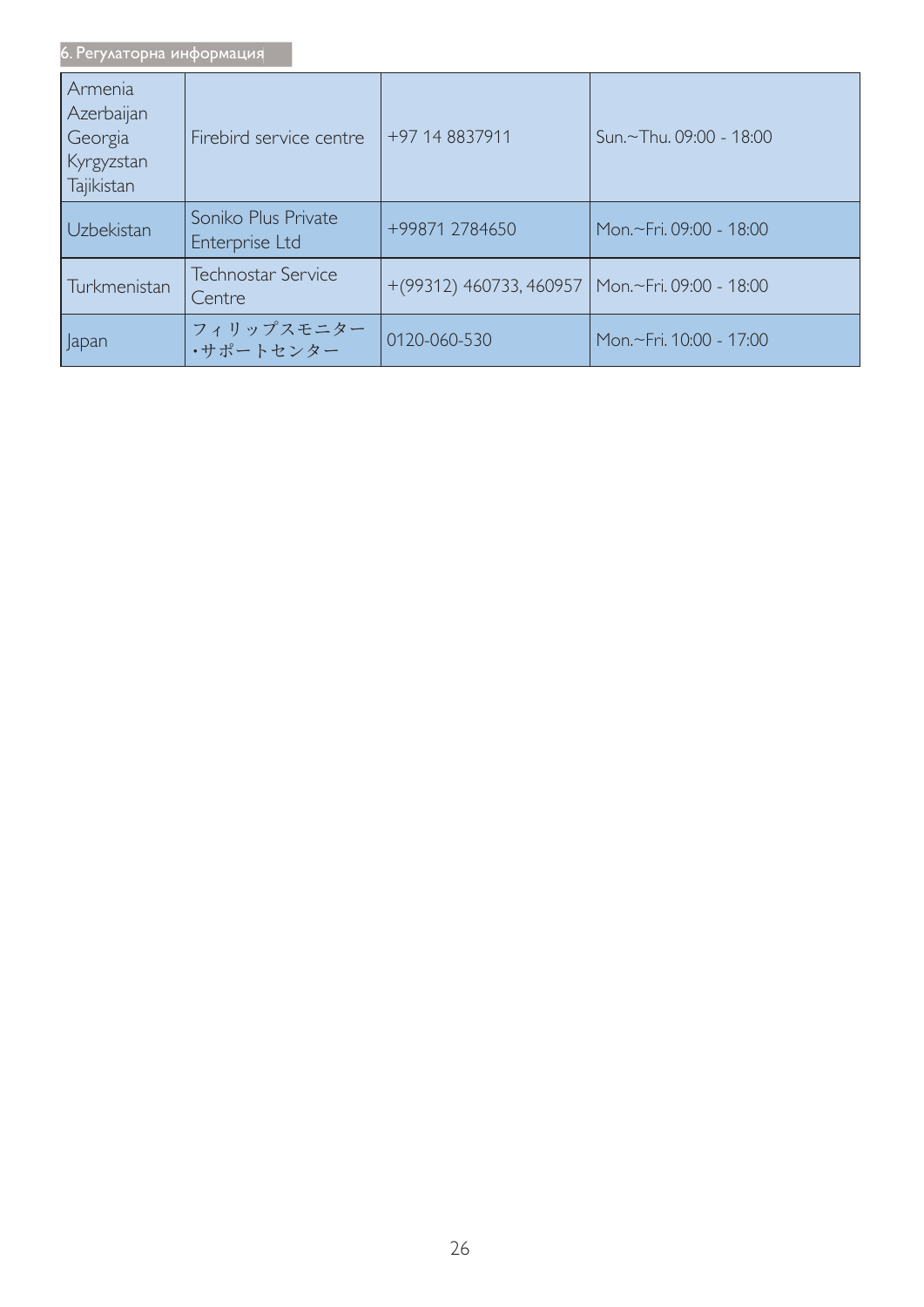| Armenia<br>Azerbaijan<br>Georgia<br>Kyrgyzstan<br>Tajikistan | Firebird service centre | +97 14 8837911 | Sun.~Thu. 09:00 - 18:00 |
|---|---|---|---|
| Uzbekistan | Soniko Plus Private Enterprise Ltd | +99871 2784650 | Mon.~Fri. 09:00 - 18:00 |
| Turkmenistan | Technostar Service Centre | +(99312) 460733, 460957 | Mon.~Fri. 09:00 - 18:00 |
| Japan | フィリップスモニター・サポートセンター | 0120-060-530 | Mon.~Fri. 10:00 - 17:00 |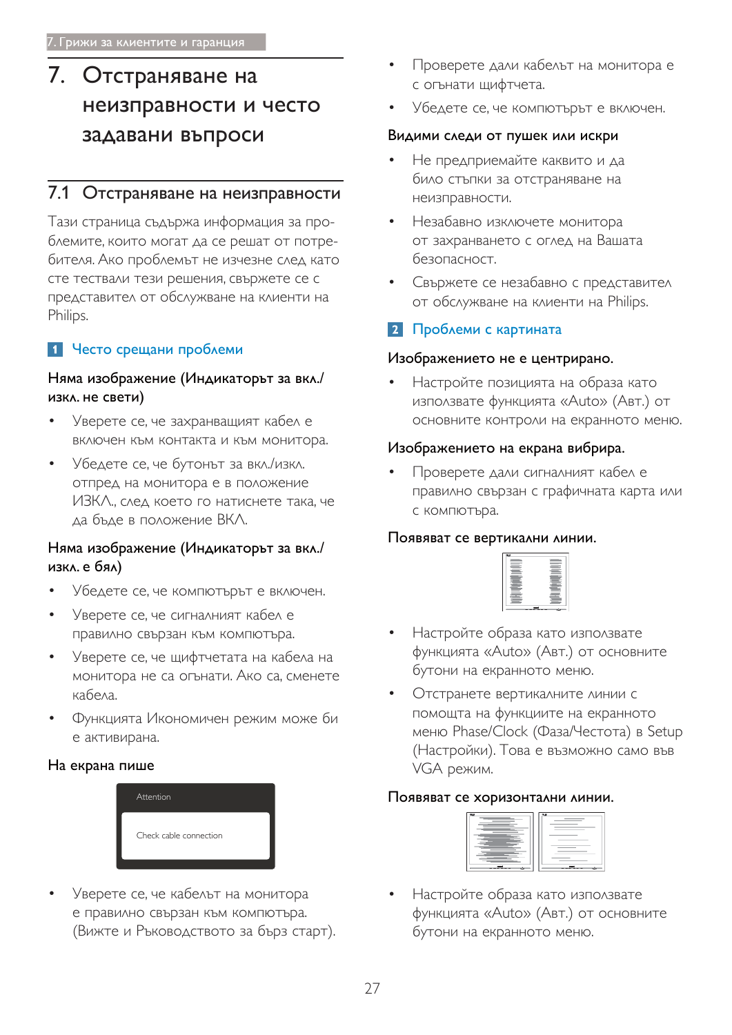# 7. Отстраняване на неизправности и често задавани въпроси

## 7.1 Отстраняване на неизправности

Тази страница съдържа информация за проблемите, които могат да се решат от потребителя. Ако проблемът не изчезне след като сте тествали тези решения, свържете се с представител от обслужване на клиенти на Philips.

### 1 Често срещани проблеми

**Няма изображение (Индикаторът за вкл./изкл. не свети)**

- Уверете се, че захранващият кабел е включен към контакта и към монитора.
- Убедете се, че бутонът за вкл./изкл. отпред на монитора е в положение ИЗКЛ., след което го натиснете така, че да бъде в положение ВКЛ.

**Няма изображение (Индикаторът за вкл./изкл. е бял)**

- Убедете се, че компютърът е включен.
- Уверете се, че сигналният кабел е правилно свързан към компютъра.
- Уверете се, че щифтчетата на кабела на монитора не са огънати. Ако са, сменете кабела.
- Функцията Икономичен режим може би е активирана.

**На екрана пише**

```
Attention

Check cable connection
```

- Уверете се, че кабелът на монитора е правилно свързан към компютъра. (Вижте и Ръководството за бърз старт).
- Проверете дали кабелът на монитора е с огънати щифтчета.
- Убедете се, че компютърът е включен.

**Видими следи от пушек или искри**

- Не предприемайте каквито и да било стъпки за отстраняване на неизправности.
- Незабавно изключете монитора от захранването с оглед на Вашата безопасност.
- Свържете се незабавно с представител от обслужване на клиенти на Philips.

### 2 Проблеми с картината

**Изображението не е центрирано.**

- Настройте позицията на образа като използвате функцията «Auto» (Авт.) от основните контроли на екранното меню.

**Изображението на екрана вибрира.**

- Проверете дали сигналният кабел е правилно свързан с графичната карта или с компютъра.

**Появяват се вертикални линии.**

- Настройте образа като използвате функцията «Auto» (Авт.) от основните бутони на екранното меню.
- Отстранете вертикалните линии с помощта на функциите на екранното меню Phase/Clock (Фаза/Честота) в Setup (Настройки). Това е възможно само във VGA режим.

**Появяват се хоризонтални линии.**

- Настройте образа като използвате функцията «Auto» (Авт.) от основните бутони на екранното меню.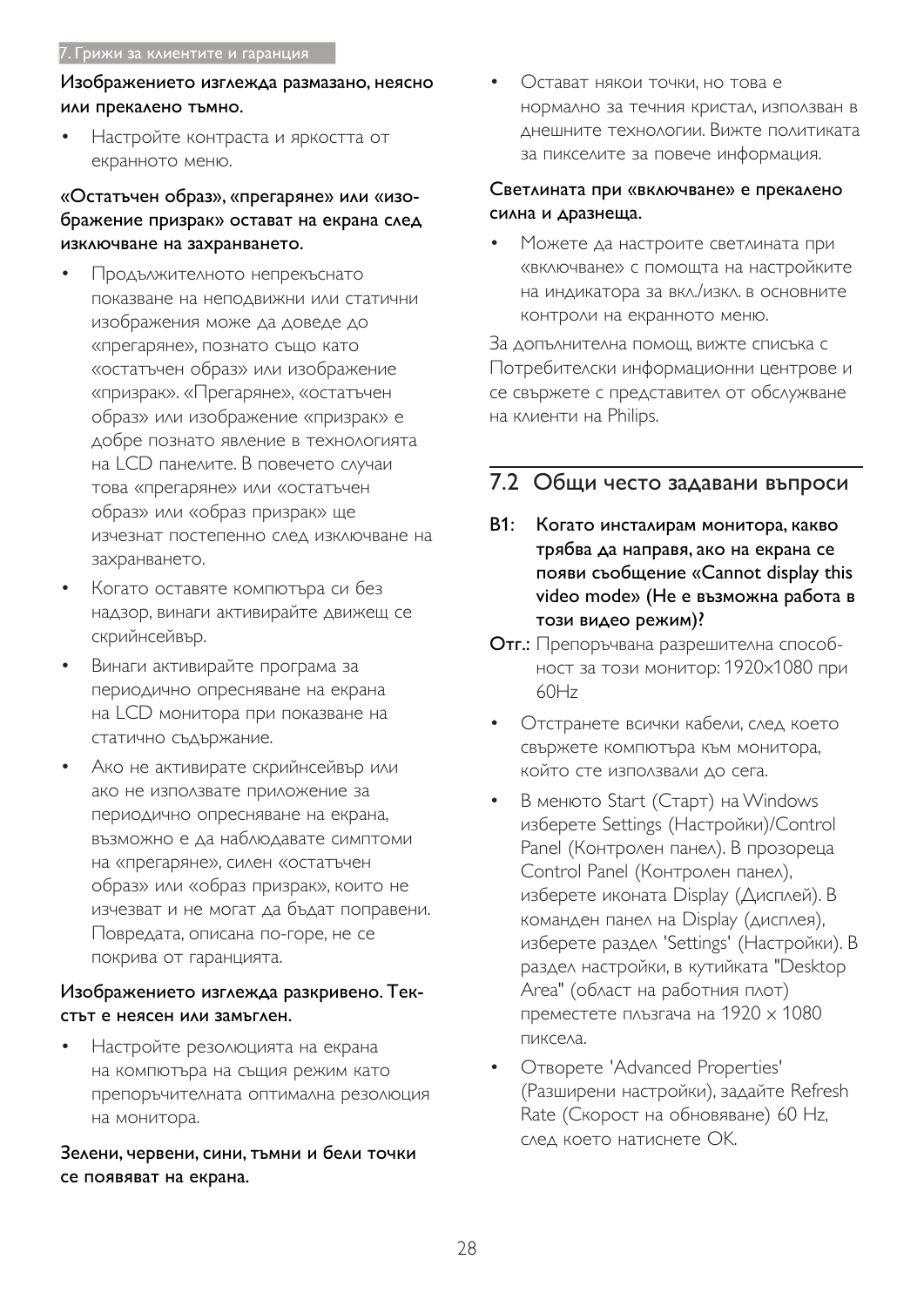**Изображението изглежда размазано, неясно или прекалено тъмно.**

- Настройте контраста и яркостта от екранното меню.

**«Остатъчен образ», «прегаряне» или «изображение призрак» остават на екрана след изключване на захранването.**

- Продължителното непрекъснато показване на неподвижни или статични изображения може да доведе до «прегаряне», познато също като «остатъчен образ» или изображение «призрак». «Прегаряне», «остатъчен образ» или изображение «призрак» е добре познато явление в технологията на LCD панелите. В повечето случаи това «прегаряне» или «остатъчен образ» или «образ призрак» ще изчезнат постепенно след изключване на захранването.
- Когато оставяте компютъра си без надзор, винаги активирайте движещ се скрийнсейвър.
- Винаги активирайте програма за периодично опресняване на екрана на LCD монитора при показване на статично съдържание.
- Ако не активирате скрийнсейвър или ако не използвате приложение за периодично опресняване на екрана, възможно е да наблюдавате симптоми на «прегаряне», силен «остатъчен образ» или «образ призрак», които не изчезват и не могат да бъдат поправени. Повредата, описана по-горе, не се покрива от гаранцията.

**Изображението изглежда разкривено. Текстът е неясен или замъглен.**

- Настройте резолюцията на екрана на компютъра на същия режим като препоръчителната оптимална резолюция на монитора.

**Зелени, червени, сини, тъмни и бели точки се появяват на екрана.**

- Остават някои точки, но това е нормално за течния кристал, използван в днешните технологии. Вижте политиката за пикселите за повече информация.

**Светлината при «включване» е прекалено силна и дразнеща.**

- Можете да настроите светлината при «включване» с помощта на настройките на индикатора за вкл./изкл. в основните контроли на екранното меню.

За допълнителна помощ, вижте списъка с Потребителски информационни центрове и се свържете с представител от обслужване на клиенти на Philips.

## 7.2 Общи често задавани въпроси

**В1: Когато инсталирам монитора, какво трябва да направя, ако на екрана се появи съобщение «Cannot display this video mode» (Не е възможна работа в този видео режим)?**

**Отг.:** Препоръчвана разрешителна способност за този монитор: 1920x1080 при 60Hz

- Отстранете всички кабели, след което свържете компютъра към монитора, който сте използвали до сега.
- В менюто Start (Старт) на Windows изберете Settings (Настройки)/Control Panel (Контролен панел). В прозореца Control Panel (Контролен панел), изберете иконата Display (Дисплей). В команден панел на Display (дисплея), изберете раздел 'Settings' (Настройки). В раздел настройки, в кутийката "Desktop Area" (област на работния плот) преместете плъзгача на 1920 x 1080 пиксела.
- Отворете 'Advanced Properties' (Разширени настройки), задайте Refresh Rate (Скорост на обновяване) 60 Hz, след което натиснете OK.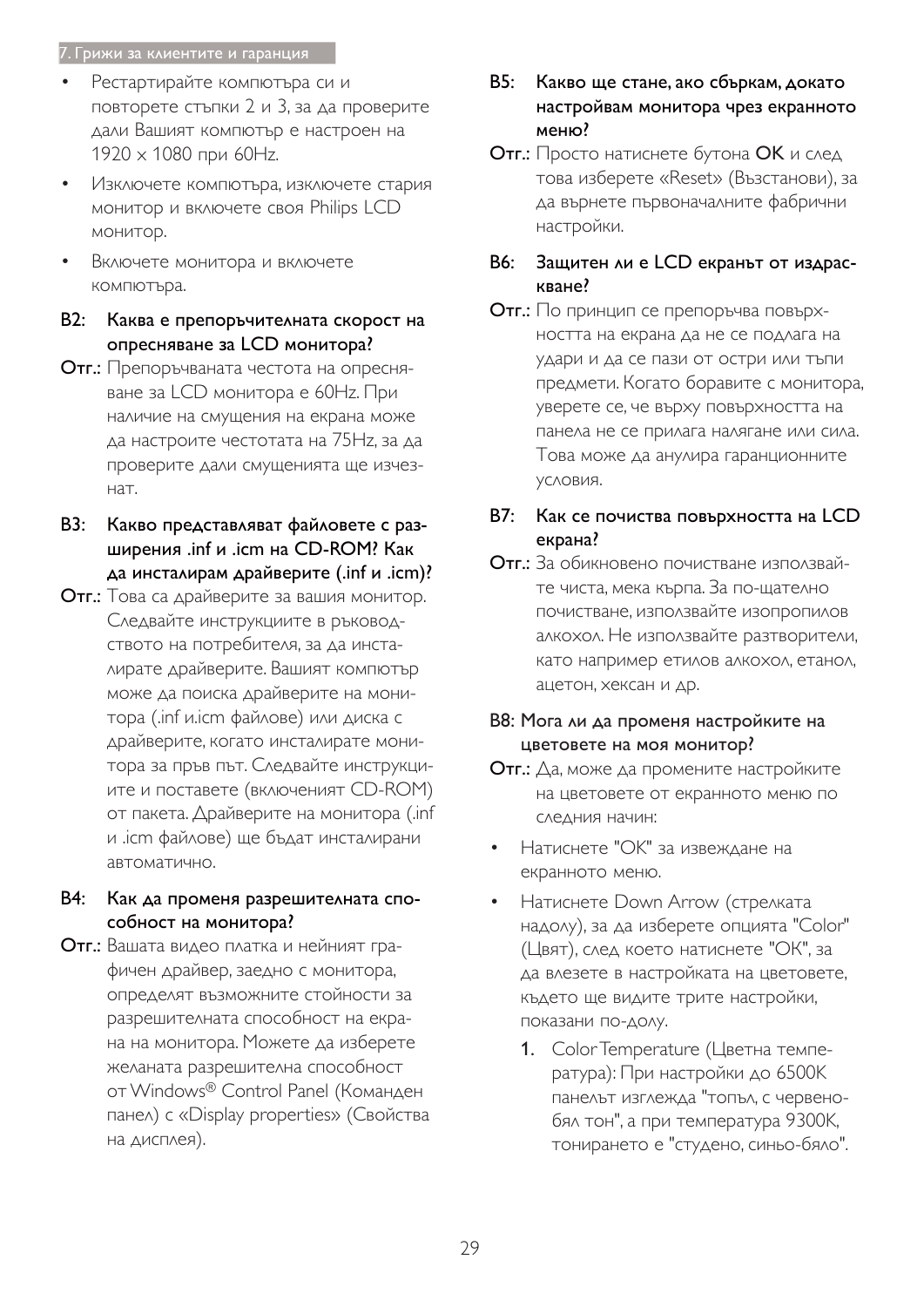- Рестартирайте компютъра си и повторете стъпки 2 и 3, за да проверите дали Вашият компютър е настроен на 1920 x 1080 при 60Hz.
- Изключете компютъра, изключете стария монитор и включете своя Philips LCD монитор.
- Включете монитора и включете компютъра.

**В2: Каква е препоръчителната скорост на опресняване за LCD монитора?**

**Отг.:** Препоръчваната честота на опресняване за LCD монитора е 60Hz. При наличие на смущения на екрана може да настроите честотата на 75Hz, за да проверите дали смущенията ще изчезнат.

**В3: Какво представляват файловете с разширения .inf и .icm на CD-ROM? Как да инсталирам драйверите (.inf и .icm)?**

**Отг.:** Това са драйверите за вашия монитор. Следвайте инструкциите в ръководството на потребителя, за да инсталирате драйверите. Вашият компютър може да поиска драйверите на монитора (.inf и.icm файлове) или диска с драйверите, когато инсталирате монитора за пръв път. Следвайте инструкциите и поставете (включеният CD-ROM) от пакета. Драйверите на монитора (.inf и .icm файлове) ще бъдат инсталирани автоматично.

**В4: Как да променя разрешителната способност на монитора?**

**Отг.:** Вашата видео платка и нейният графичен драйвер, заедно с монитора, определят възможните стойности за разрешителната способност на екрана на монитора. Можете да изберете желаната разрешителна способност от Windows® Control Panel (Команден панел) с «Display properties» (Свойства на дисплея).

**В5: Какво ще стане, ако сбъркам, докато настройвам монитора чрез екранното меню?**

**Отг.:** Просто натиснете бутона **OK** и след това изберете «Reset» (Възстанови), за да върнете първоначалните фабрични настройки.

**В6: Защитен ли е LCD екранът от издраскване?**

**Отг.:** По принцип се препоръчва повърхността на екрана да не се подлага на удари и да се пази от остри или тъпи предмети. Когато боравите с монитора, уверете се, че върху повърхността на панела не се прилага налягане или сила. Това може да анулира гаранционните условия.

**В7: Как се почиства повърхността на LCD екрана?**

**Отг.:** За обикновено почистване използвайте чиста, мека кърпа. За по-щателно почистване, използвайте изопропилов алкохол. Не използвайте разтворители, като например етилов алкохол, етанол, ацетон, хексан и др.

**В8: Мога ли да променя настройките на цветовете на моя монитор?**

**Отг.:** Да, може да промените настройките на цветовете от екранното меню по следния начин:

- Натиснете "OK" за извеждане на екранното меню.
- Натиснете Down Arrow (стрелката надолу), за да изберете опцията "Color" (Цвят), след което натиснете "OK", за да влезете в настройката на цветовете, където ще видите трите настройки, показани по-долу.
  1. Color Temperature (Цветна температура): При настройки до 6500K панелът изглежда "топъл, с червено-бял тон", а при температура 9300K, тонирането е "студено, синьо-бяло".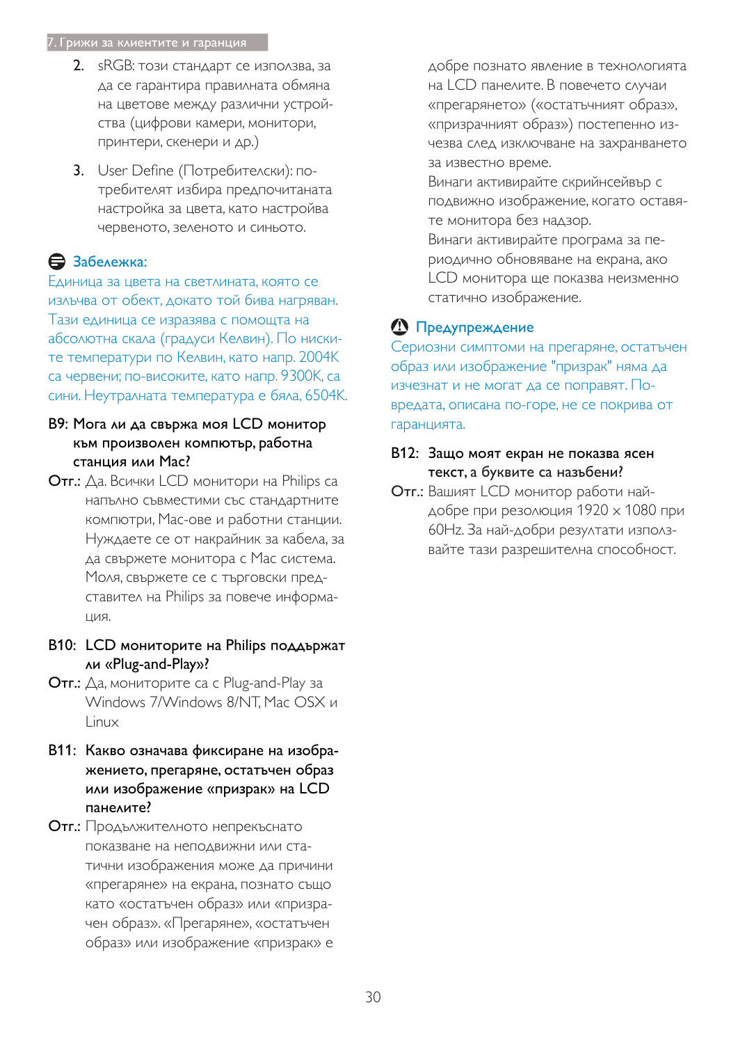2. sRGB: този стандарт се използва, за да се гарантира правилната обмяна на цветове между различни устройства (цифрови камери, монитори, принтери, скенери и др.)

3. User Define (Потребителски): потребителят избира предпочитаната настройка за цвета, като настройва червеното, зеленото и синьото.

**Забележка:**

Единица за цвета на светлината, която се излъчва от обект, докато той бива нагряван. Тази единица се изразява с помощта на абсолютна скала (градуси Келвин). По ниските температури по Келвин, като напр. 2004K са червени; по-високите, като напр. 9300K, са сини. Неутралната температура е бяла, 6504K.

**В9: Мога ли да свържа моя LCD монитор към произволен компютър, работна станция или Mac?**

**Отг.:** Да. Всички LCD монитори на Philips са напълно съвместими със стандартните компютри, Mac-ове и работни станции. Нуждаете се от накрайник за кабела, за да свържете монитора с Mac система. Моля, свържете се с търговски представител на Philips за повече информация.

**В10: LCD мониторите на Philips поддържат ли «Plug-and-Play»?**

**Отг.:** Да, мониторите са с Plug-and-Play за Windows 7/Windows 8/NT, Mac OSX и Linux

**В11: Какво означава фиксиране на изображението, прегаряне, остатъчен образ или изображение «призрак» на LCD панелите?**

**Отг.:** Продължителното непрекъснато показване на неподвижни или статични изображения може да причини «прегаряне» на екрана, познато също като «остатъчен образ» или «призрачен образ». «Прегаряне», «остатъчен образ» или изображение «призрак» е добре познато явление в технологията на LCD панелите. В повечето случаи «прегарянето» («остатъчният образ», «призрачният образ») постепенно изчезва след изключване на захранването за известно време.
Винаги активирайте скрийнсейвър с подвижно изображение, когато оставяте монитора без надзор.
Винаги активирайте програма за периодично обновяване на екрана, ако LCD мониторът ще показва неизменно статично изображение.

**Предупреждение**

Сериозни симптоми на прегаряне, остатъчен образ или изображение "призрак" няма да изчезнат и не могат да се поправят. Повредата, описана по-горе, не се покрива от гаранцията.

**В12: Защо моят екран не показва ясен текст, а буквите са назъбени?**

**Отг.:** Вашият LCD монитор работи най-добре при резолюция 1920 x 1080 при 60Hz. За най-добри резултати използвайте тази разрешителна способност.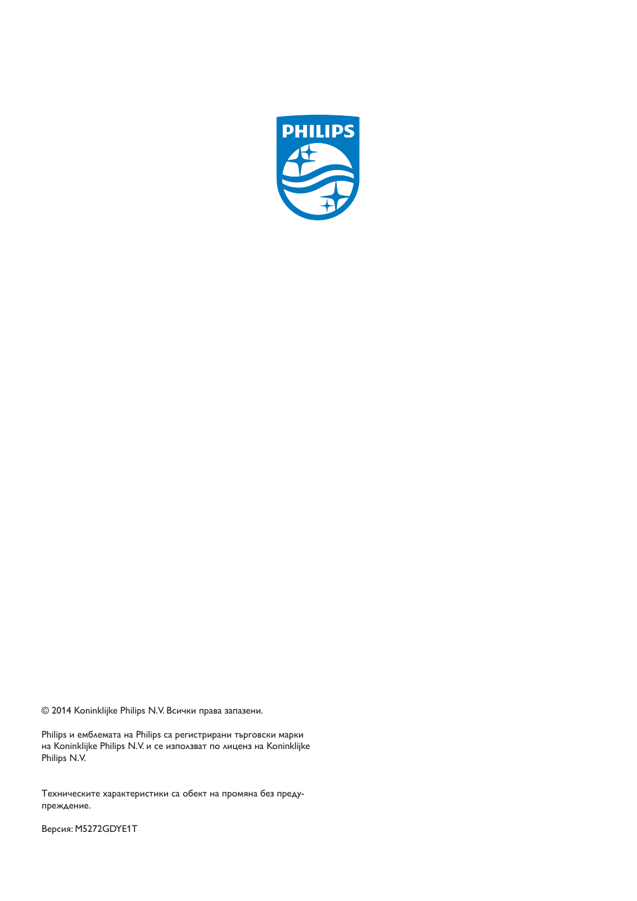© 2014 Koninklijke Philips N.V. Всички права запазени.

Philips и емблемата на Philips са регистрирани търговски марки на Koninklijke Philips N.V. и се използват по лиценз на Koninklijke Philips N.V.

Техническите характеристики са обект на промяна без предупреждение.

Версия: M5272GDYE1T